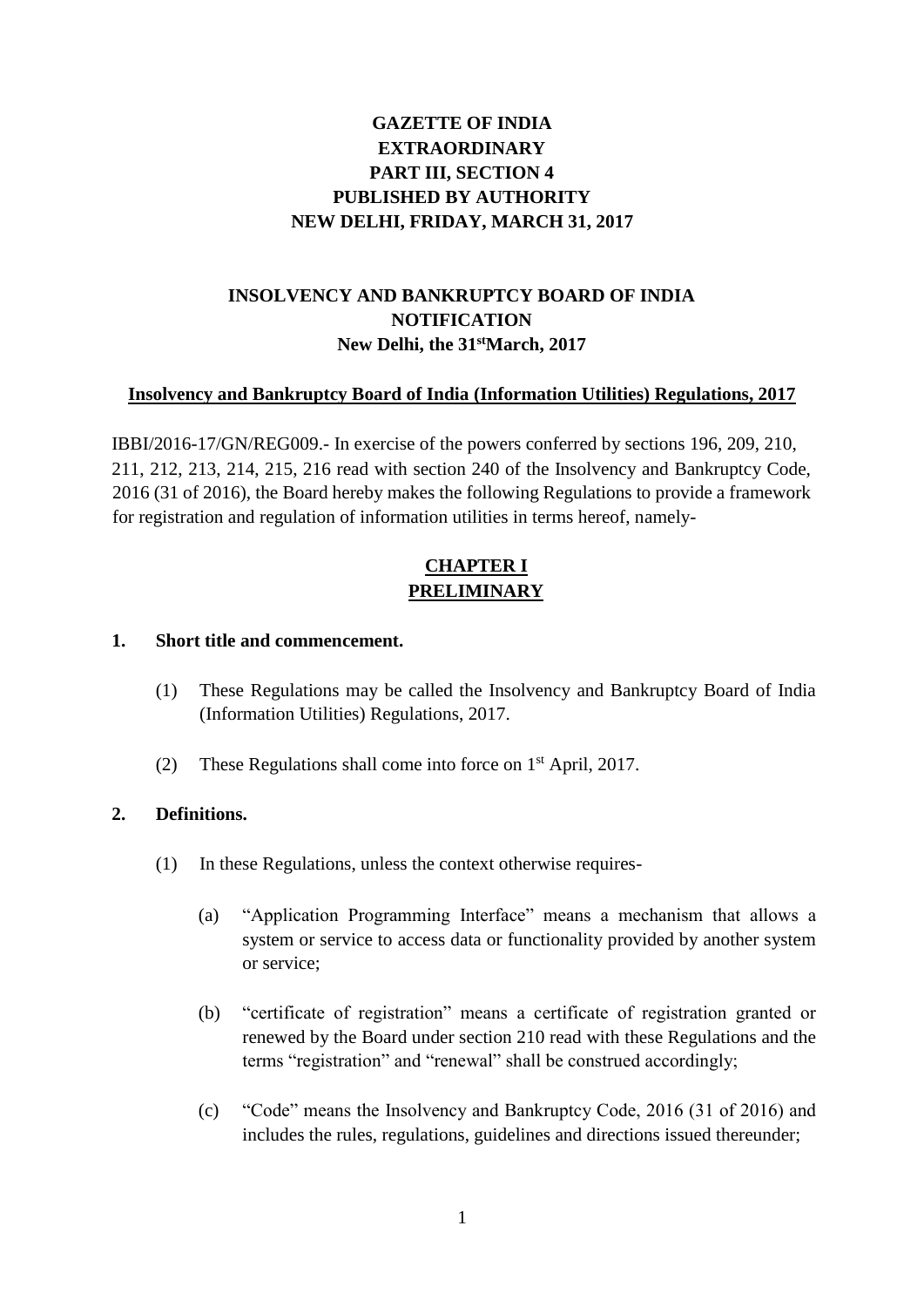**GAZETTE OF INDIA**
**EXTRAORDINARY**
**PART III, SECTION 4**
**PUBLISHED BY AUTHORITY**
**NEW DELHI, FRIDAY, MARCH 31, 2017**

**INSOLVENCY AND BANKRUPTCY BOARD OF INDIA**
**NOTIFICATION**
**New Delhi, the 31st March, 2017**

**Insolvency and Bankruptcy Board of India (Information Utilities) Regulations, 2017**

IBBI/2016-17/GN/REG009.- In exercise of the powers conferred by sections 196, 209, 210, 211, 212, 213, 214, 215, 216 read with section 240 of the Insolvency and Bankruptcy Code, 2016 (31 of 2016), the Board hereby makes the following Regulations to provide a framework for registration and regulation of information utilities in terms hereof, namely-

# CHAPTER I
# PRELIMINARY

### 1. Short title and commencement.

(1) These Regulations may be called the Insolvency and Bankruptcy Board of India (Information Utilities) Regulations, 2017.

(2) These Regulations shall come into force on 1st April, 2017.

### 2. Definitions.

(1) In these Regulations, unless the context otherwise requires-

(a) "Application Programming Interface" means a mechanism that allows a system or service to access data or functionality provided by another system or service;

(b) "certificate of registration" means a certificate of registration granted or renewed by the Board under section 210 read with these Regulations and the terms "registration" and "renewal" shall be construed accordingly;

(c) "Code" means the Insolvency and Bankruptcy Code, 2016 (31 of 2016) and includes the rules, regulations, guidelines and directions issued thereunder;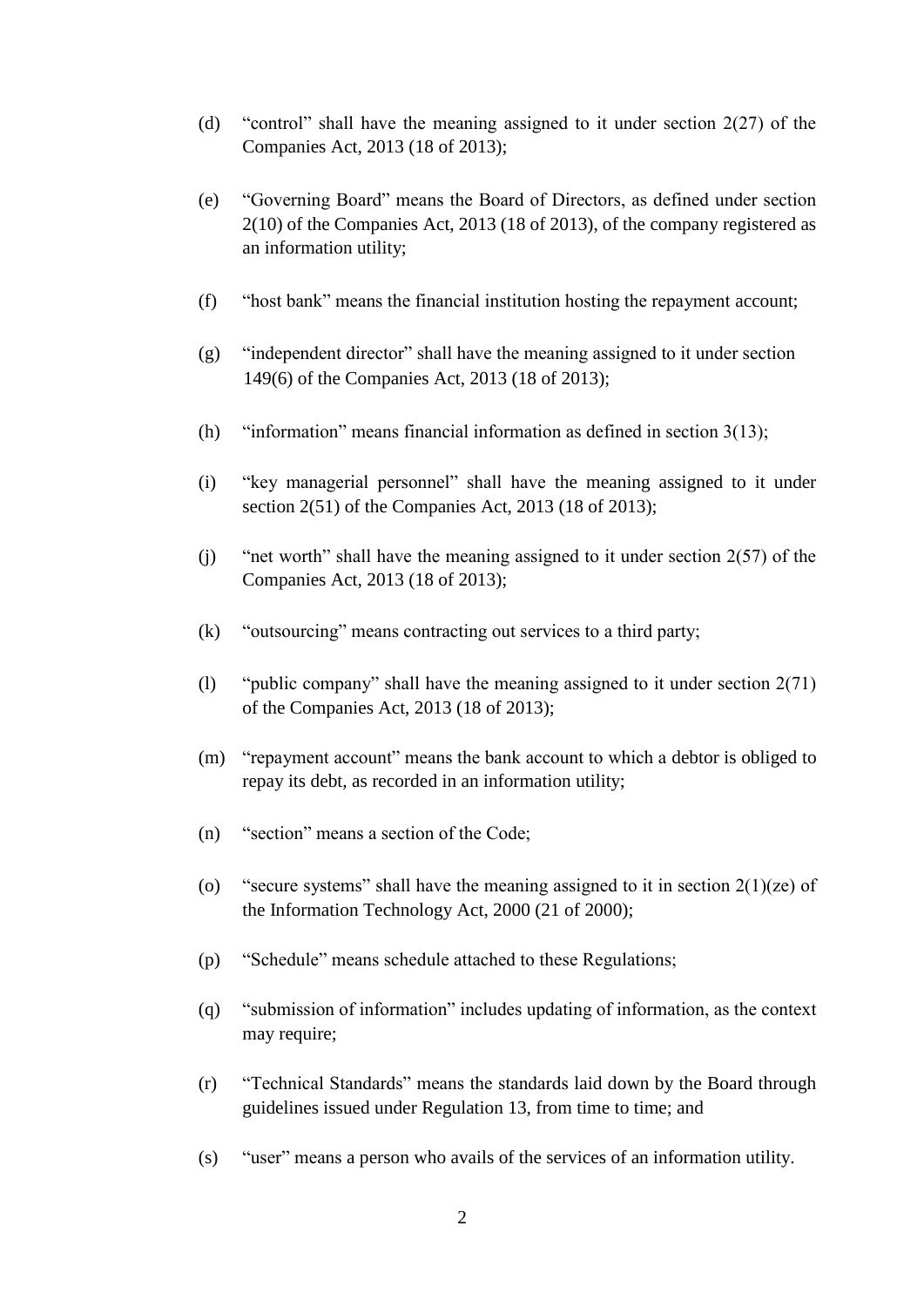(d) "control" shall have the meaning assigned to it under section 2(27) of the Companies Act, 2013 (18 of 2013);

(e) "Governing Board" means the Board of Directors, as defined under section 2(10) of the Companies Act, 2013 (18 of 2013), of the company registered as an information utility;

(f) "host bank" means the financial institution hosting the repayment account;

(g) "independent director" shall have the meaning assigned to it under section 149(6) of the Companies Act, 2013 (18 of 2013);

(h) "information" means financial information as defined in section 3(13);

(i) "key managerial personnel" shall have the meaning assigned to it under section 2(51) of the Companies Act, 2013 (18 of 2013);

(j) "net worth" shall have the meaning assigned to it under section 2(57) of the Companies Act, 2013 (18 of 2013);

(k) "outsourcing" means contracting out services to a third party;

(l) "public company" shall have the meaning assigned to it under section 2(71) of the Companies Act, 2013 (18 of 2013);

(m) "repayment account" means the bank account to which a debtor is obliged to repay its debt, as recorded in an information utility;

(n) "section" means a section of the Code;

(o) "secure systems" shall have the meaning assigned to it in section 2(1)(ze) of the Information Technology Act, 2000 (21 of 2000);

(p) "Schedule" means schedule attached to these Regulations;

(q) "submission of information" includes updating of information, as the context may require;

(r) "Technical Standards" means the standards laid down by the Board through guidelines issued under Regulation 13, from time to time; and

(s) "user" means a person who avails of the services of an information utility.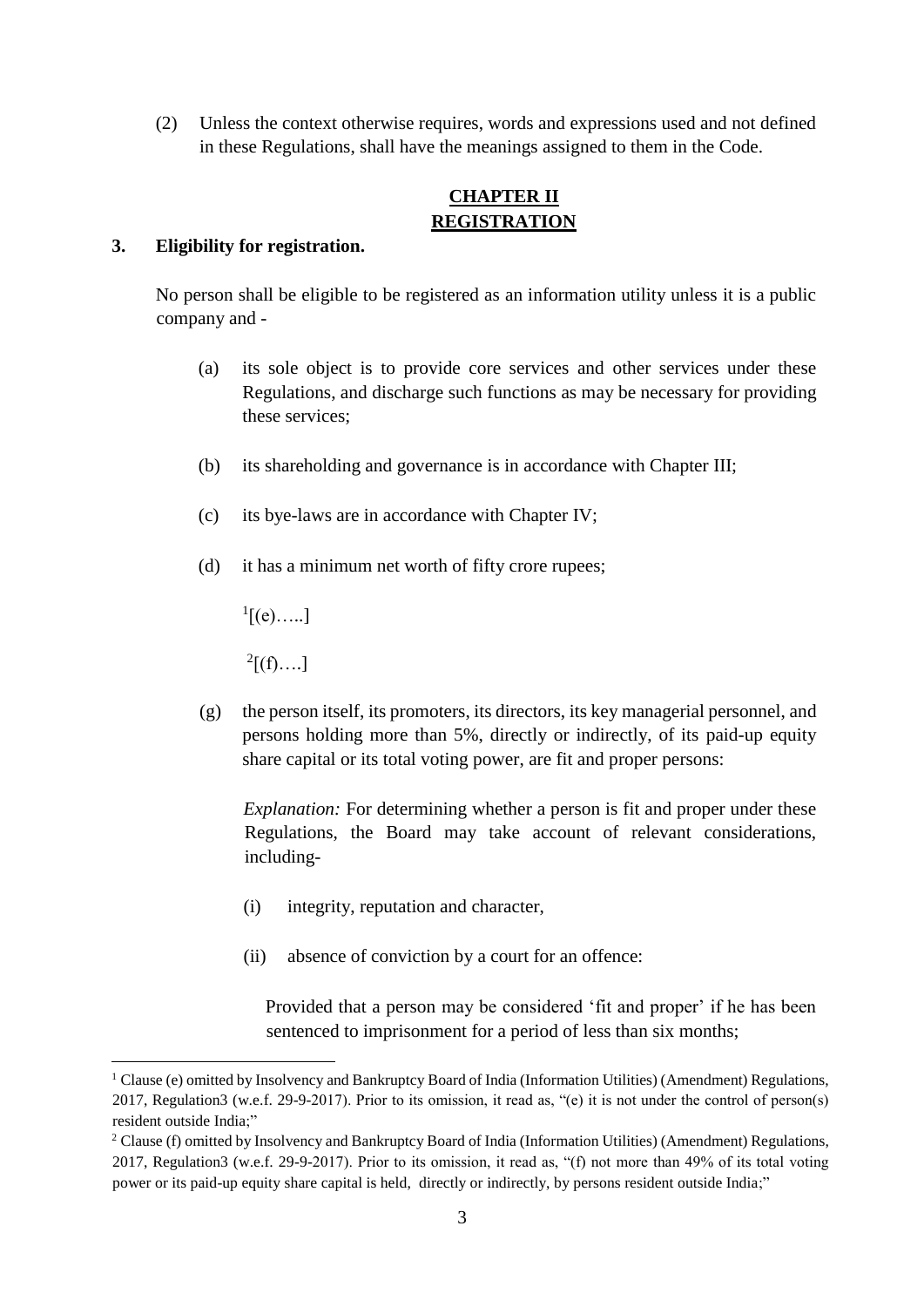(2) Unless the context otherwise requires, words and expressions used and not defined in these Regulations, shall have the meanings assigned to them in the Code.

## CHAPTER II
## REGISTRATION

**3. Eligibility for registration.**

No person shall be eligible to be registered as an information utility unless it is a public company and -

(a) its sole object is to provide core services and other services under these Regulations, and discharge such functions as may be necessary for providing these services;

(b) its shareholding and governance is in accordance with Chapter III;

(c) its bye-laws are in accordance with Chapter IV;

(d) it has a minimum net worth of fifty crore rupees;

[1][(e)…..]

[2][(f)….]

(g) the person itself, its promoters, its directors, its key managerial personnel, and persons holding more than 5%, directly or indirectly, of its paid-up equity share capital or its total voting power, are fit and proper persons:

*Explanation:* For determining whether a person is fit and proper under these Regulations, the Board may take account of relevant considerations, including-

(i) integrity, reputation and character,

(ii) absence of conviction by a court for an offence:

Provided that a person may be considered 'fit and proper' if he has been sentenced to imprisonment for a period of less than six months;

---

[1] Clause (e) omitted by Insolvency and Bankruptcy Board of India (Information Utilities) (Amendment) Regulations, 2017, Regulation3 (w.e.f. 29-9-2017). Prior to its omission, it read as, "(e) it is not under the control of person(s) resident outside India;"

[2] Clause (f) omitted by Insolvency and Bankruptcy Board of India (Information Utilities) (Amendment) Regulations, 2017, Regulation3 (w.e.f. 29-9-2017). Prior to its omission, it read as, "(f) not more than 49% of its total voting power or its paid-up equity share capital is held, directly or indirectly, by persons resident outside India;"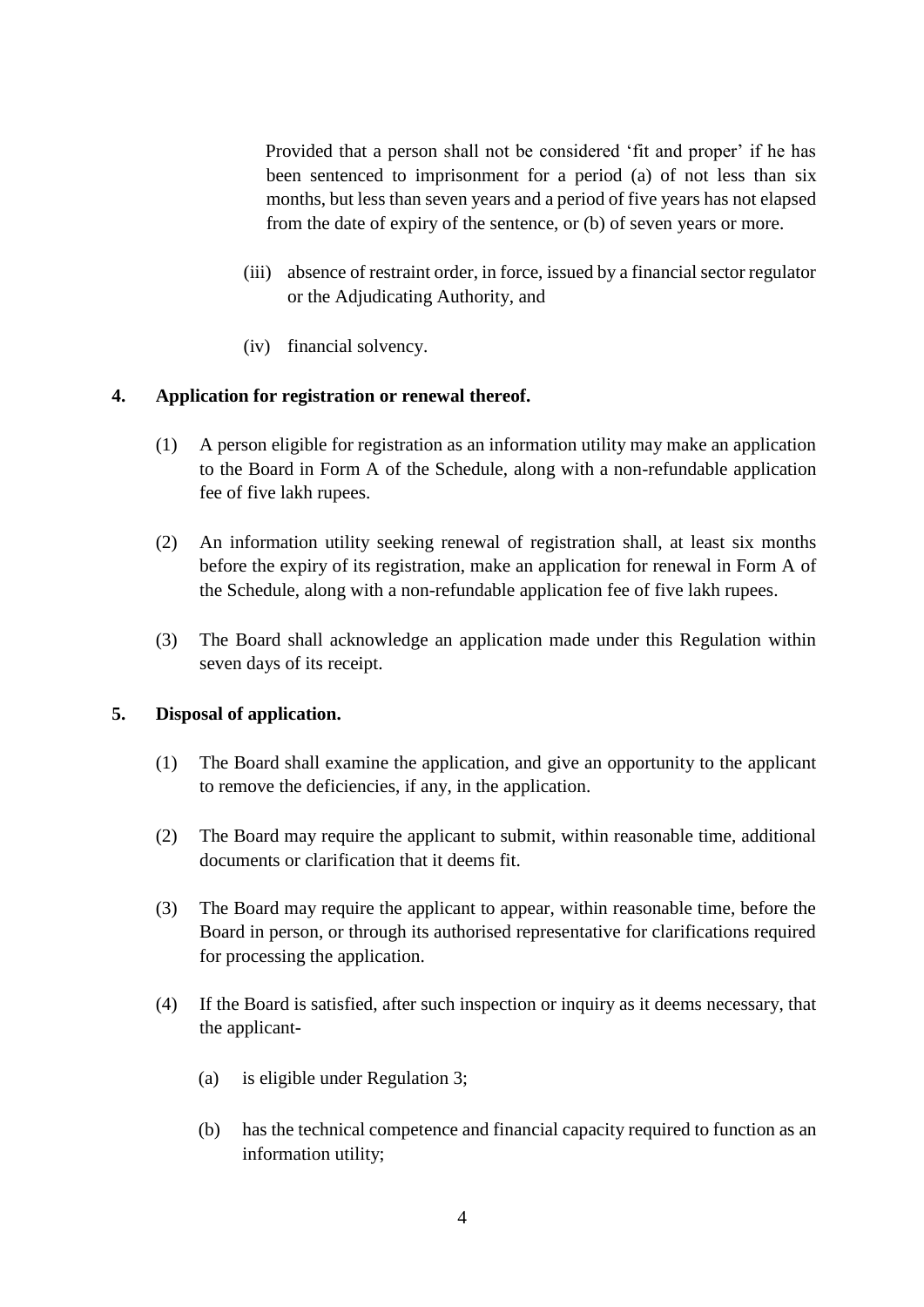Provided that a person shall not be considered 'fit and proper' if he has been sentenced to imprisonment for a period (a) of not less than six months, but less than seven years and a period of five years has not elapsed from the date of expiry of the sentence, or (b) of seven years or more.

(iii) absence of restraint order, in force, issued by a financial sector regulator or the Adjudicating Authority, and

(iv) financial solvency.

**4. Application for registration or renewal thereof.**

(1) A person eligible for registration as an information utility may make an application to the Board in Form A of the Schedule, along with a non-refundable application fee of five lakh rupees.

(2) An information utility seeking renewal of registration shall, at least six months before the expiry of its registration, make an application for renewal in Form A of the Schedule, along with a non-refundable application fee of five lakh rupees.

(3) The Board shall acknowledge an application made under this Regulation within seven days of its receipt.

**5. Disposal of application.**

(1) The Board shall examine the application, and give an opportunity to the applicant to remove the deficiencies, if any, in the application.

(2) The Board may require the applicant to submit, within reasonable time, additional documents or clarification that it deems fit.

(3) The Board may require the applicant to appear, within reasonable time, before the Board in person, or through its authorised representative for clarifications required for processing the application.

(4) If the Board is satisfied, after such inspection or inquiry as it deems necessary, that the applicant-

(a) is eligible under Regulation 3;

(b) has the technical competence and financial capacity required to function as an information utility;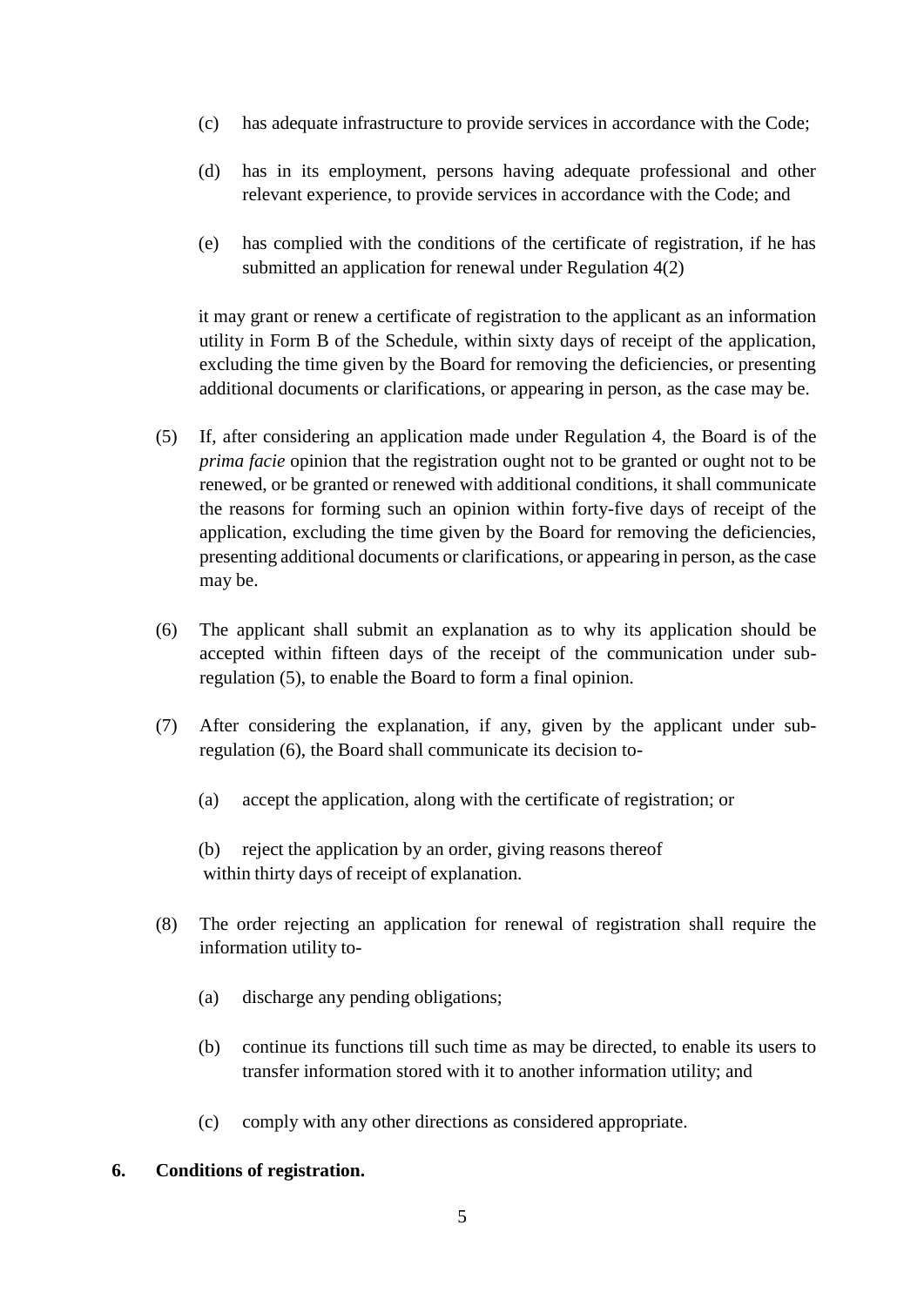(c) has adequate infrastructure to provide services in accordance with the Code;

(d) has in its employment, persons having adequate professional and other relevant experience, to provide services in accordance with the Code; and

(e) has complied with the conditions of the certificate of registration, if he has submitted an application for renewal under Regulation 4(2)

it may grant or renew a certificate of registration to the applicant as an information utility in Form B of the Schedule, within sixty days of receipt of the application, excluding the time given by the Board for removing the deficiencies, or presenting additional documents or clarifications, or appearing in person, as the case may be.

(5) If, after considering an application made under Regulation 4, the Board is of the *prima facie* opinion that the registration ought not to be granted or ought not to be renewed, or be granted or renewed with additional conditions, it shall communicate the reasons for forming such an opinion within forty-five days of receipt of the application, excluding the time given by the Board for removing the deficiencies, presenting additional documents or clarifications, or appearing in person, as the case may be.

(6) The applicant shall submit an explanation as to why its application should be accepted within fifteen days of the receipt of the communication under sub-regulation (5), to enable the Board to form a final opinion.

(7) After considering the explanation, if any, given by the applicant under sub-regulation (6), the Board shall communicate its decision to-

(a) accept the application, along with the certificate of registration; or

(b) reject the application by an order, giving reasons thereof

within thirty days of receipt of explanation.

(8) The order rejecting an application for renewal of registration shall require the information utility to-

(a) discharge any pending obligations;

(b) continue its functions till such time as may be directed, to enable its users to transfer information stored with it to another information utility; and

(c) comply with any other directions as considered appropriate.

**6. Conditions of registration.**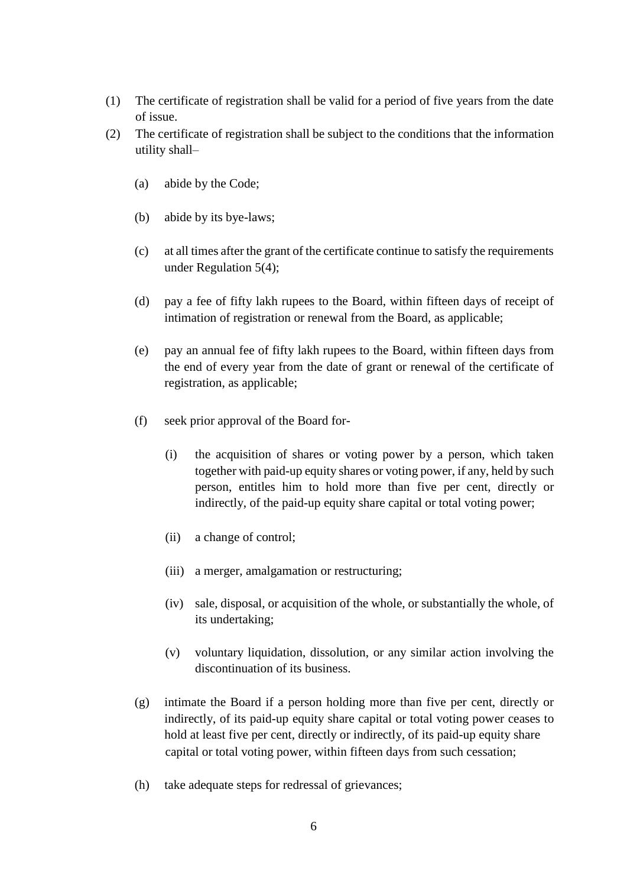(1) The certificate of registration shall be valid for a period of five years from the date of issue.

(2) The certificate of registration shall be subject to the conditions that the information utility shall–

   (a) abide by the Code;

   (b) abide by its bye-laws;

   (c) at all times after the grant of the certificate continue to satisfy the requirements under Regulation 5(4);

   (d) pay a fee of fifty lakh rupees to the Board, within fifteen days of receipt of intimation of registration or renewal from the Board, as applicable;

   (e) pay an annual fee of fifty lakh rupees to the Board, within fifteen days from the end of every year from the date of grant or renewal of the certificate of registration, as applicable;

   (f) seek prior approval of the Board for-

      (i) the acquisition of shares or voting power by a person, which taken together with paid-up equity shares or voting power, if any, held by such person, entitles him to hold more than five per cent, directly or indirectly, of the paid-up equity share capital or total voting power;

      (ii) a change of control;

      (iii) a merger, amalgamation or restructuring;

      (iv) sale, disposal, or acquisition of the whole, or substantially the whole, of its undertaking;

      (v) voluntary liquidation, dissolution, or any similar action involving the discontinuation of its business.

   (g) intimate the Board if a person holding more than five per cent, directly or indirectly, of its paid-up equity share capital or total voting power ceases to hold at least five per cent, directly or indirectly, of its paid-up equity share capital or total voting power, within fifteen days from such cessation;

   (h) take adequate steps for redressal of grievances;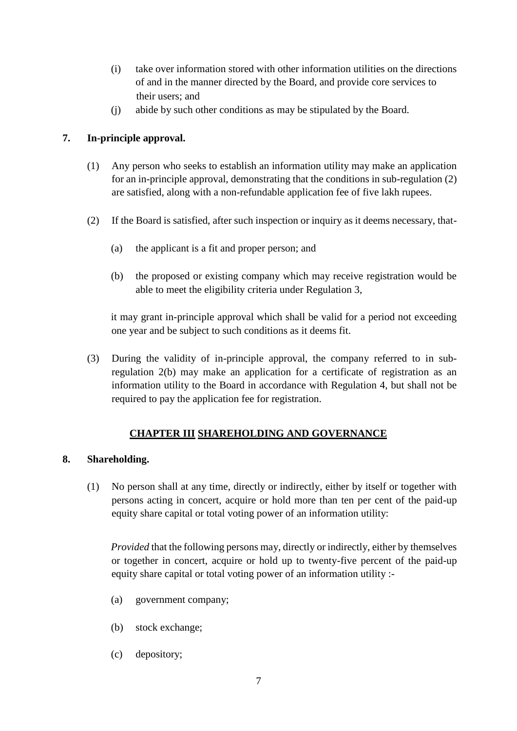(i) take over information stored with other information utilities on the directions of and in the manner directed by the Board, and provide core services to their users; and

(j) abide by such other conditions as may be stipulated by the Board.

**7. In-principle approval.**

(1) Any person who seeks to establish an information utility may make an application for an in-principle approval, demonstrating that the conditions in sub-regulation (2) are satisfied, along with a non-refundable application fee of five lakh rupees.

(2) If the Board is satisfied, after such inspection or inquiry as it deems necessary, that-

(a) the applicant is a fit and proper person; and

(b) the proposed or existing company which may receive registration would be able to meet the eligibility criteria under Regulation 3,

it may grant in-principle approval which shall be valid for a period not exceeding one year and be subject to such conditions as it deems fit.

(3) During the validity of in-principle approval, the company referred to in sub-regulation 2(b) may make an application for a certificate of registration as an information utility to the Board in accordance with Regulation 4, but shall not be required to pay the application fee for registration.

## CHAPTER III SHAREHOLDING AND GOVERNANCE

**8. Shareholding.**

(1) No person shall at any time, directly or indirectly, either by itself or together with persons acting in concert, acquire or hold more than ten per cent of the paid-up equity share capital or total voting power of an information utility:

*Provided* that the following persons may, directly or indirectly, either by themselves or together in concert, acquire or hold up to twenty-five percent of the paid-up equity share capital or total voting power of an information utility :-

(a) government company;

(b) stock exchange;

(c) depository;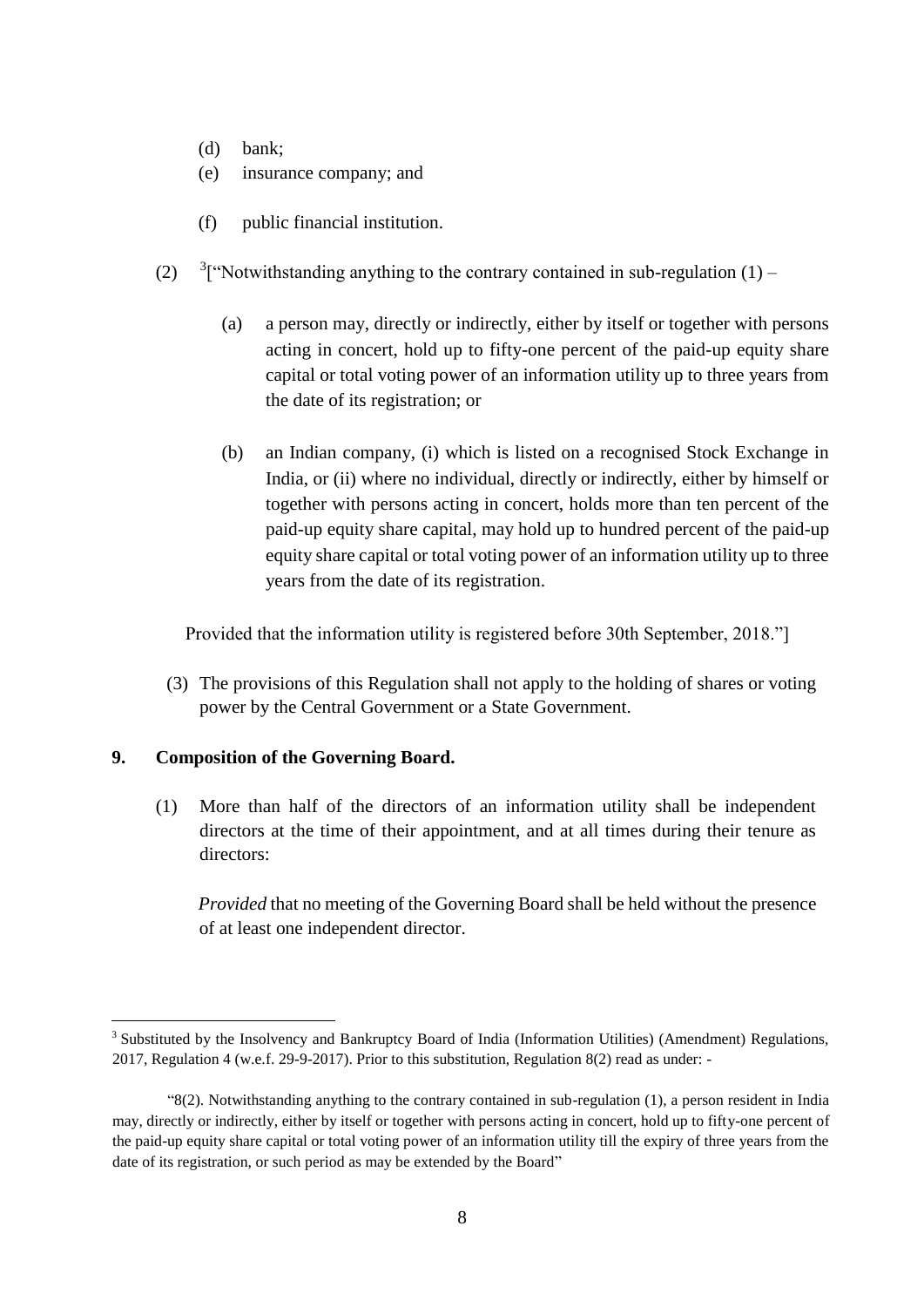(d) bank;

(e) insurance company; and

(f) public financial institution.

(2) [3]["Notwithstanding anything to the contrary contained in sub-regulation (1) –

(a) a person may, directly or indirectly, either by itself or together with persons acting in concert, hold up to fifty-one percent of the paid-up equity share capital or total voting power of an information utility up to three years from the date of its registration; or

(b) an Indian company, (i) which is listed on a recognised Stock Exchange in India, or (ii) where no individual, directly or indirectly, either by himself or together with persons acting in concert, holds more than ten percent of the paid-up equity share capital, may hold up to hundred percent of the paid-up equity share capital or total voting power of an information utility up to three years from the date of its registration.

Provided that the information utility is registered before 30th September, 2018."]

(3) The provisions of this Regulation shall not apply to the holding of shares or voting power by the Central Government or a State Government.

**9. Composition of the Governing Board.**

(1) More than half of the directors of an information utility shall be independent directors at the time of their appointment, and at all times during their tenure as directors:

*Provided* that no meeting of the Governing Board shall be held without the presence of at least one independent director.

---

[3] Substituted by the Insolvency and Bankruptcy Board of India (Information Utilities) (Amendment) Regulations, 2017, Regulation 4 (w.e.f. 29-9-2017). Prior to this substitution, Regulation 8(2) read as under: -

"8(2). Notwithstanding anything to the contrary contained in sub-regulation (1), a person resident in India may, directly or indirectly, either by itself or together with persons acting in concert, hold up to fifty-one percent of the paid-up equity share capital or total voting power of an information utility till the expiry of three years from the date of its registration, or such period as may be extended by the Board"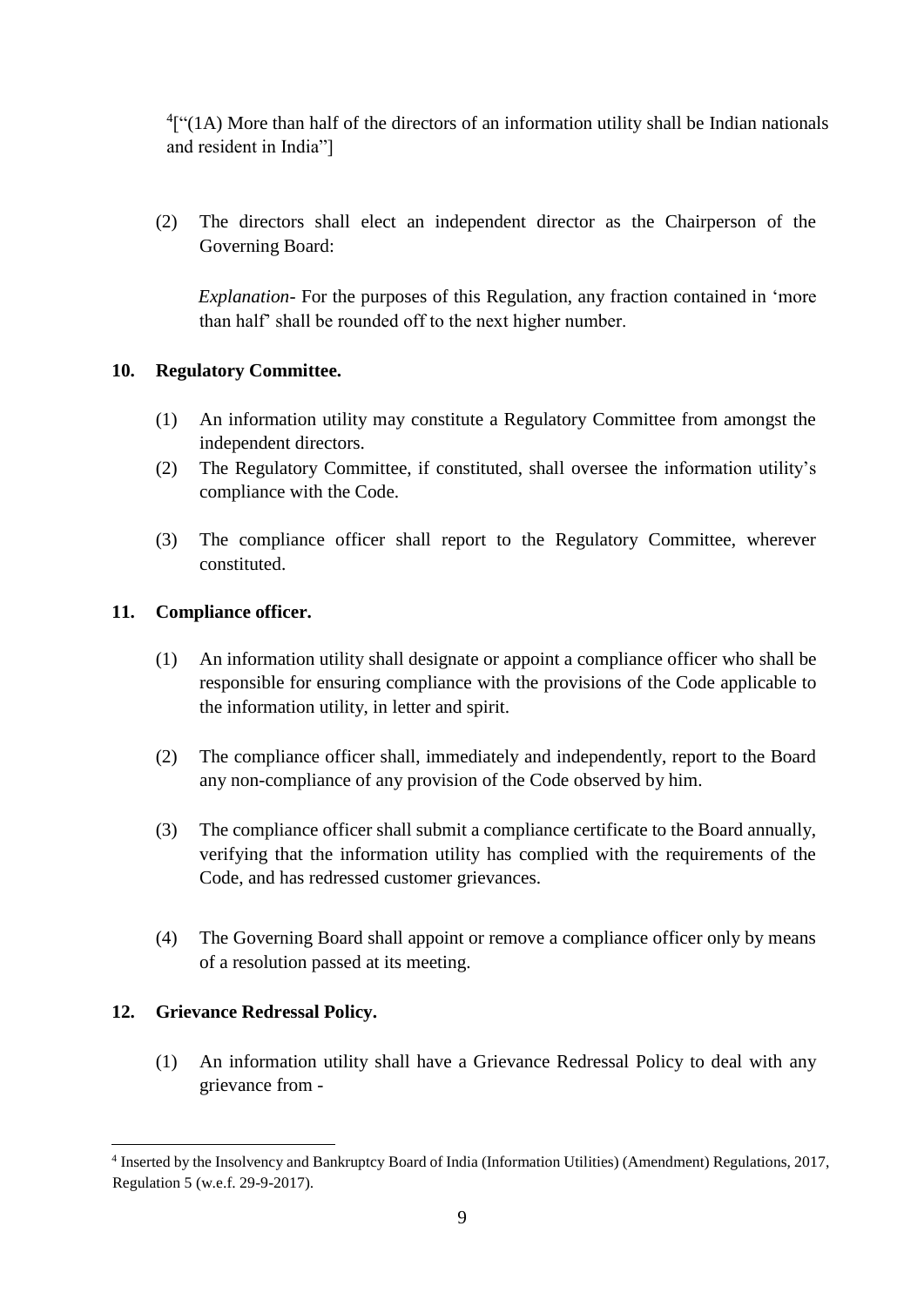[4][“(1A) More than half of the directors of an information utility shall be Indian nationals and resident in India”]

(2) The directors shall elect an independent director as the Chairperson of the Governing Board:

*Explanation*- For the purposes of this Regulation, any fraction contained in ‘more than half’ shall be rounded off to the next higher number.

**10. Regulatory Committee.**

(1) An information utility may constitute a Regulatory Committee from amongst the independent directors.

(2) The Regulatory Committee, if constituted, shall oversee the information utility’s compliance with the Code.

(3) The compliance officer shall report to the Regulatory Committee, wherever constituted.

**11. Compliance officer.**

(1) An information utility shall designate or appoint a compliance officer who shall be responsible for ensuring compliance with the provisions of the Code applicable to the information utility, in letter and spirit.

(2) The compliance officer shall, immediately and independently, report to the Board any non-compliance of any provision of the Code observed by him.

(3) The compliance officer shall submit a compliance certificate to the Board annually, verifying that the information utility has complied with the requirements of the Code, and has redressed customer grievances.

(4) The Governing Board shall appoint or remove a compliance officer only by means of a resolution passed at its meeting.

**12. Grievance Redressal Policy.**

(1) An information utility shall have a Grievance Redressal Policy to deal with any grievance from -

---

[4] Inserted by the Insolvency and Bankruptcy Board of India (Information Utilities) (Amendment) Regulations, 2017, Regulation 5 (w.e.f. 29-9-2017).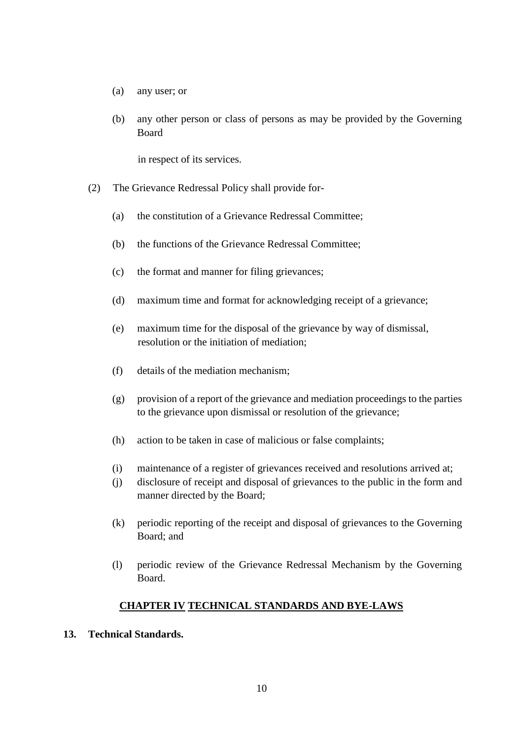(a) any user; or

(b) any other person or class of persons as may be provided by the Governing Board

in respect of its services.

(2) The Grievance Redressal Policy shall provide for-

(a) the constitution of a Grievance Redressal Committee;

(b) the functions of the Grievance Redressal Committee;

(c) the format and manner for filing grievances;

(d) maximum time and format for acknowledging receipt of a grievance;

(e) maximum time for the disposal of the grievance by way of dismissal, resolution or the initiation of mediation;

(f) details of the mediation mechanism;

(g) provision of a report of the grievance and mediation proceedings to the parties to the grievance upon dismissal or resolution of the grievance;

(h) action to be taken in case of malicious or false complaints;

(i) maintenance of a register of grievances received and resolutions arrived at;

(j) disclosure of receipt and disposal of grievances to the public in the form and manner directed by the Board;

(k) periodic reporting of the receipt and disposal of grievances to the Governing Board; and

(l) periodic review of the Grievance Redressal Mechanism by the Governing Board.

## CHAPTER IV TECHNICAL STANDARDS AND BYE-LAWS

**13. Technical Standards.**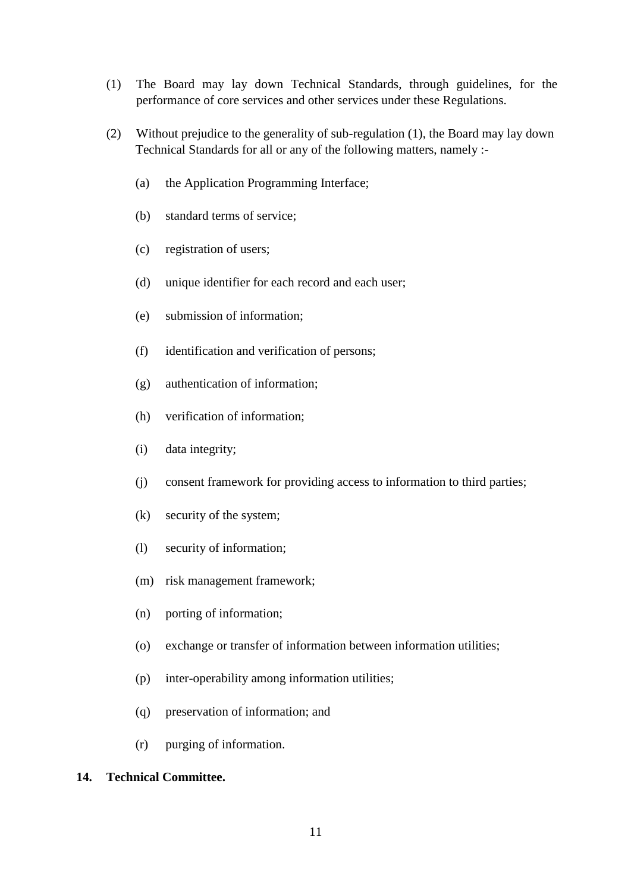(1) The Board may lay down Technical Standards, through guidelines, for the performance of core services and other services under these Regulations.

(2) Without prejudice to the generality of sub-regulation (1), the Board may lay down Technical Standards for all or any of the following matters, namely :-

(a) the Application Programming Interface;

(b) standard terms of service;

(c) registration of users;

(d) unique identifier for each record and each user;

(e) submission of information;

(f) identification and verification of persons;

(g) authentication of information;

(h) verification of information;

(i) data integrity;

(j) consent framework for providing access to information to third parties;

(k) security of the system;

(l) security of information;

(m) risk management framework;

(n) porting of information;

(o) exchange or transfer of information between information utilities;

(p) inter-operability among information utilities;

(q) preservation of information; and

(r) purging of information.

**14. Technical Committee.**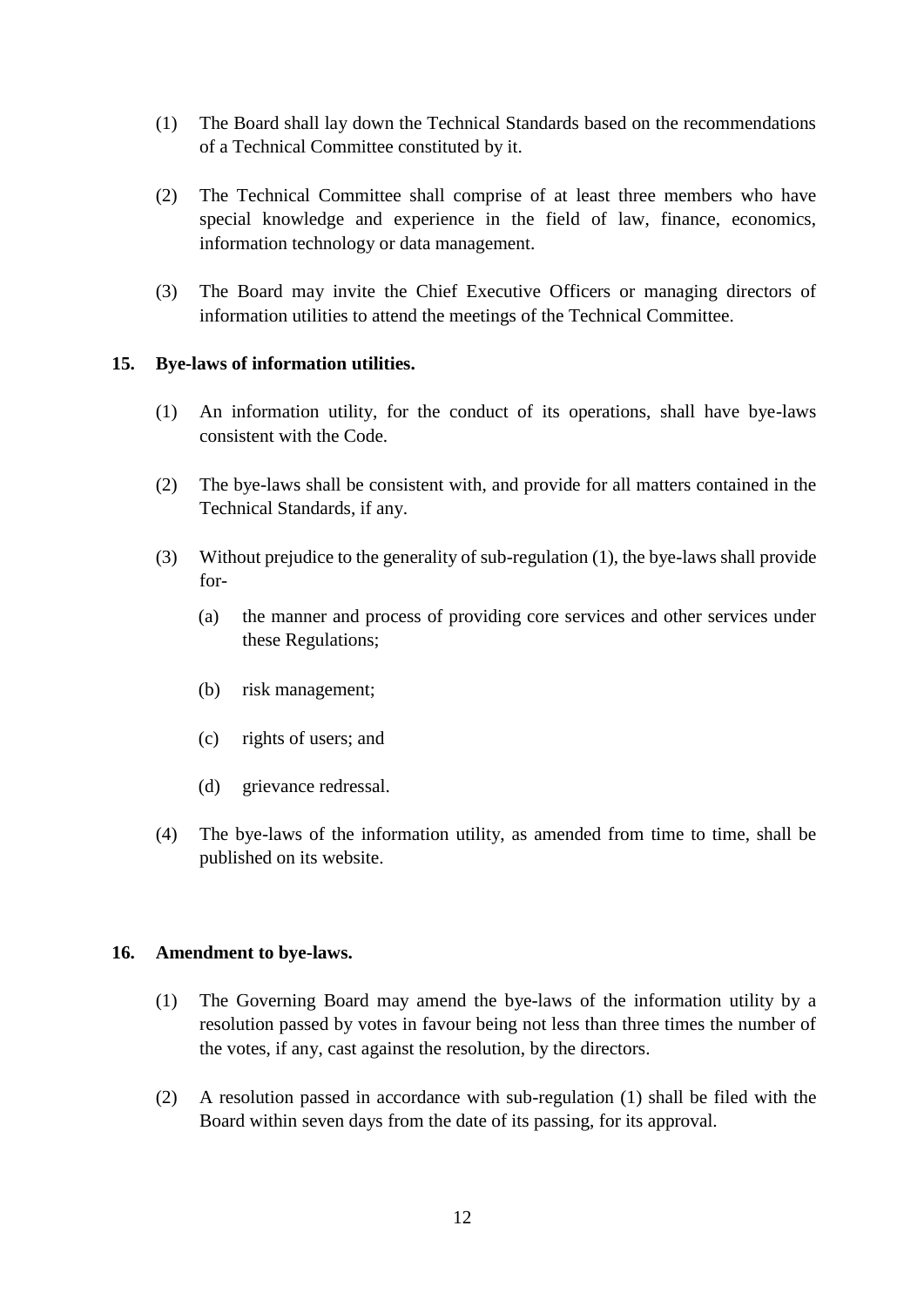(1) The Board shall lay down the Technical Standards based on the recommendations of a Technical Committee constituted by it.

(2) The Technical Committee shall comprise of at least three members who have special knowledge and experience in the field of law, finance, economics, information technology or data management.

(3) The Board may invite the Chief Executive Officers or managing directors of information utilities to attend the meetings of the Technical Committee.

**15. Bye-laws of information utilities.**

(1) An information utility, for the conduct of its operations, shall have bye-laws consistent with the Code.

(2) The bye-laws shall be consistent with, and provide for all matters contained in the Technical Standards, if any.

(3) Without prejudice to the generality of sub-regulation (1), the bye-laws shall provide for-

(a) the manner and process of providing core services and other services under these Regulations;

(b) risk management;

(c) rights of users; and

(d) grievance redressal.

(4) The bye-laws of the information utility, as amended from time to time, shall be published on its website.

**16. Amendment to bye-laws.**

(1) The Governing Board may amend the bye-laws of the information utility by a resolution passed by votes in favour being not less than three times the number of the votes, if any, cast against the resolution, by the directors.

(2) A resolution passed in accordance with sub-regulation (1) shall be filed with the Board within seven days from the date of its passing, for its approval.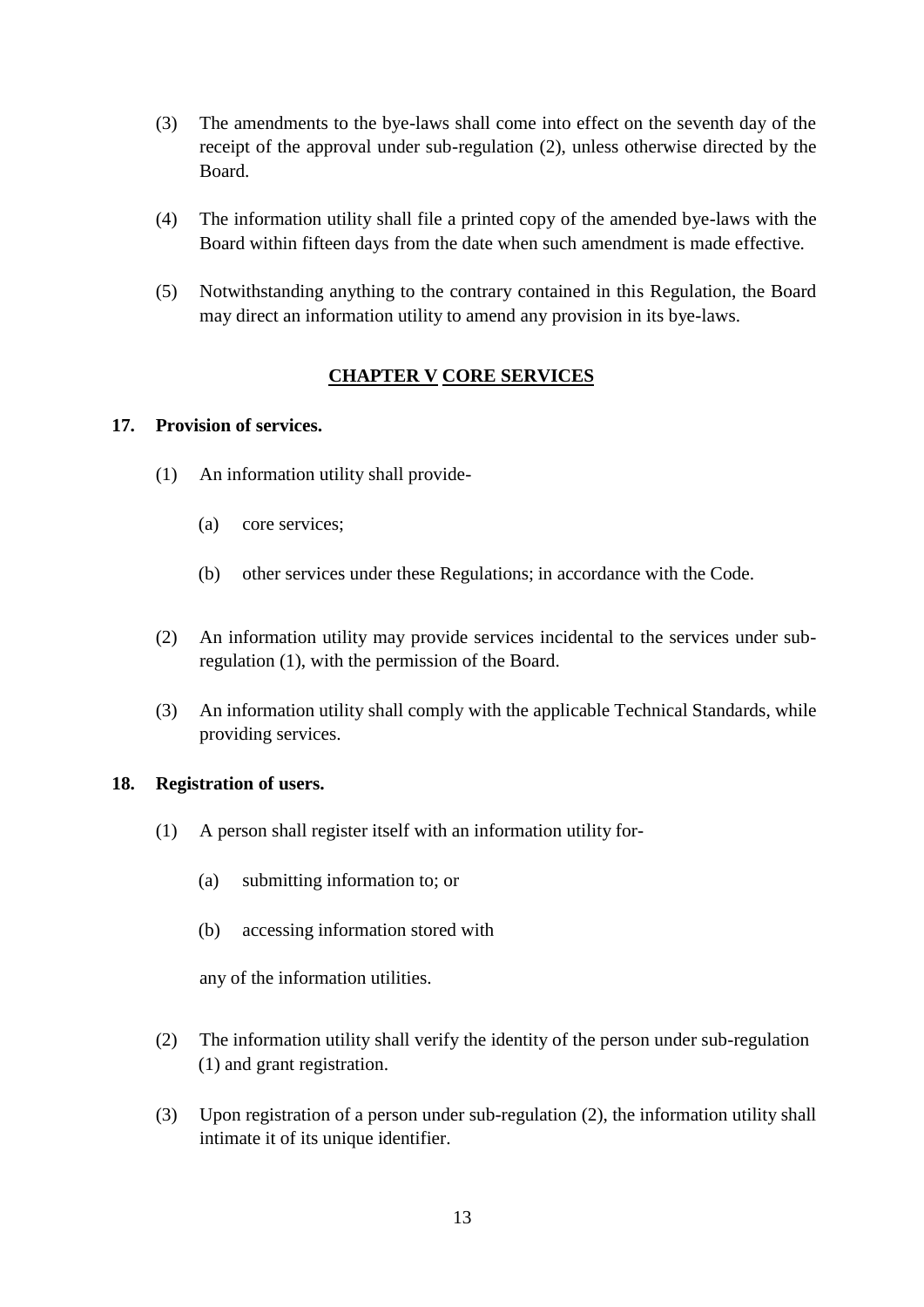(3) The amendments to the bye-laws shall come into effect on the seventh day of the receipt of the approval under sub-regulation (2), unless otherwise directed by the Board.

(4) The information utility shall file a printed copy of the amended bye-laws with the Board within fifteen days from the date when such amendment is made effective.

(5) Notwithstanding anything to the contrary contained in this Regulation, the Board may direct an information utility to amend any provision in its bye-laws.

## CHAPTER V CORE SERVICES

### 17. Provision of services.

(1) An information utility shall provide-

  (a) core services;

  (b) other services under these Regulations; in accordance with the Code.

(2) An information utility may provide services incidental to the services under sub-regulation (1), with the permission of the Board.

(3) An information utility shall comply with the applicable Technical Standards, while providing services.

### 18. Registration of users.

(1) A person shall register itself with an information utility for-

  (a) submitting information to; or

  (b) accessing information stored with

  any of the information utilities.

(2) The information utility shall verify the identity of the person under sub-regulation (1) and grant registration.

(3) Upon registration of a person under sub-regulation (2), the information utility shall intimate it of its unique identifier.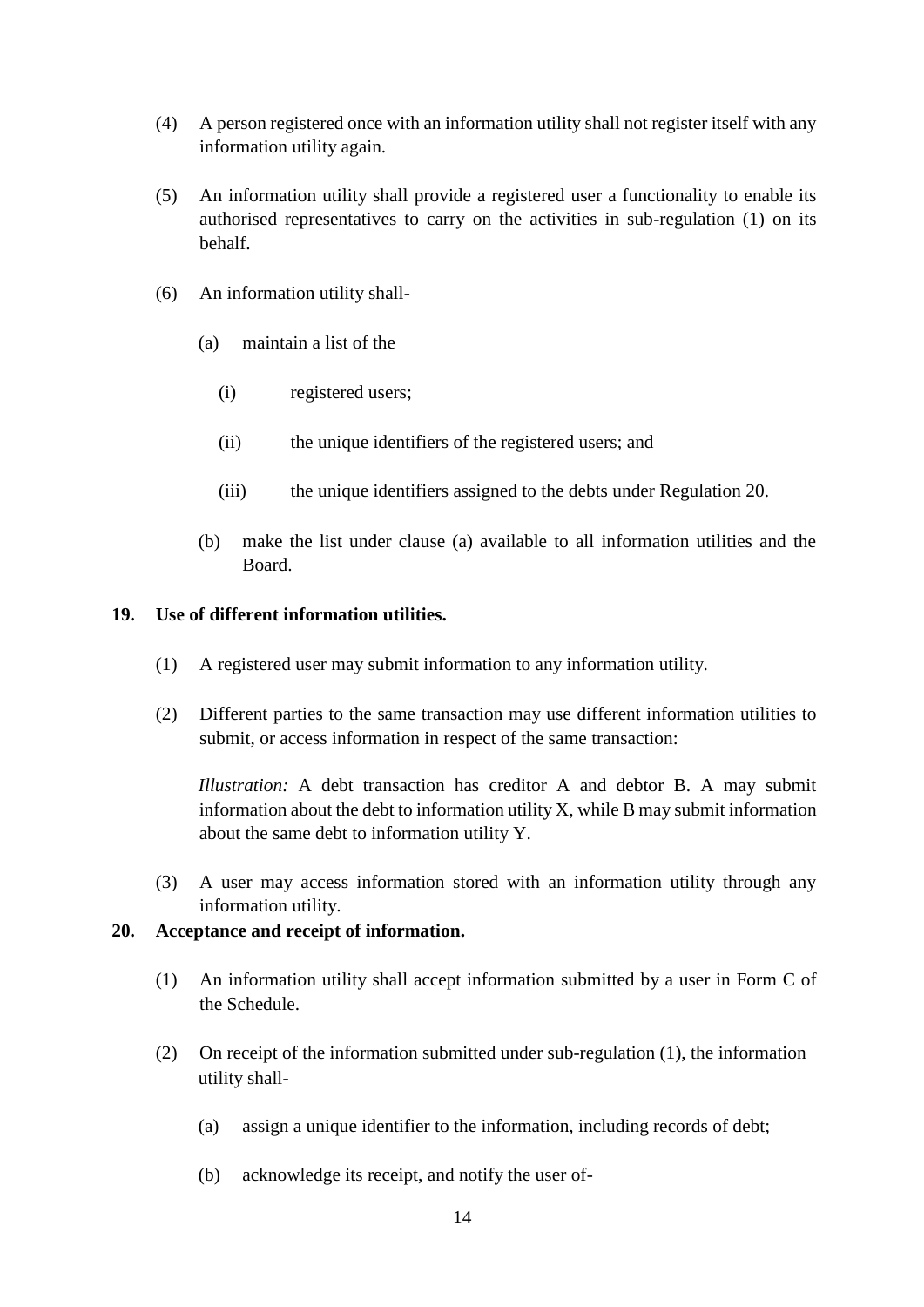(4) A person registered once with an information utility shall not register itself with any information utility again.

(5) An information utility shall provide a registered user a functionality to enable its authorised representatives to carry on the activities in sub-regulation (1) on its behalf.

(6) An information utility shall-

 (a) maintain a list of the

  (i) registered users;

  (ii) the unique identifiers of the registered users; and

  (iii) the unique identifiers assigned to the debts under Regulation 20.

 (b) make the list under clause (a) available to all information utilities and the Board.

**19. Use of different information utilities.**

(1) A registered user may submit information to any information utility.

(2) Different parties to the same transaction may use different information utilities to submit, or access information in respect of the same transaction:

*Illustration:* A debt transaction has creditor A and debtor B. A may submit information about the debt to information utility X, while B may submit information about the same debt to information utility Y.

(3) A user may access information stored with an information utility through any information utility.

**20. Acceptance and receipt of information.**

(1) An information utility shall accept information submitted by a user in Form C of the Schedule.

(2) On receipt of the information submitted under sub-regulation (1), the information utility shall-

 (a) assign a unique identifier to the information, including records of debt;

 (b) acknowledge its receipt, and notify the user of-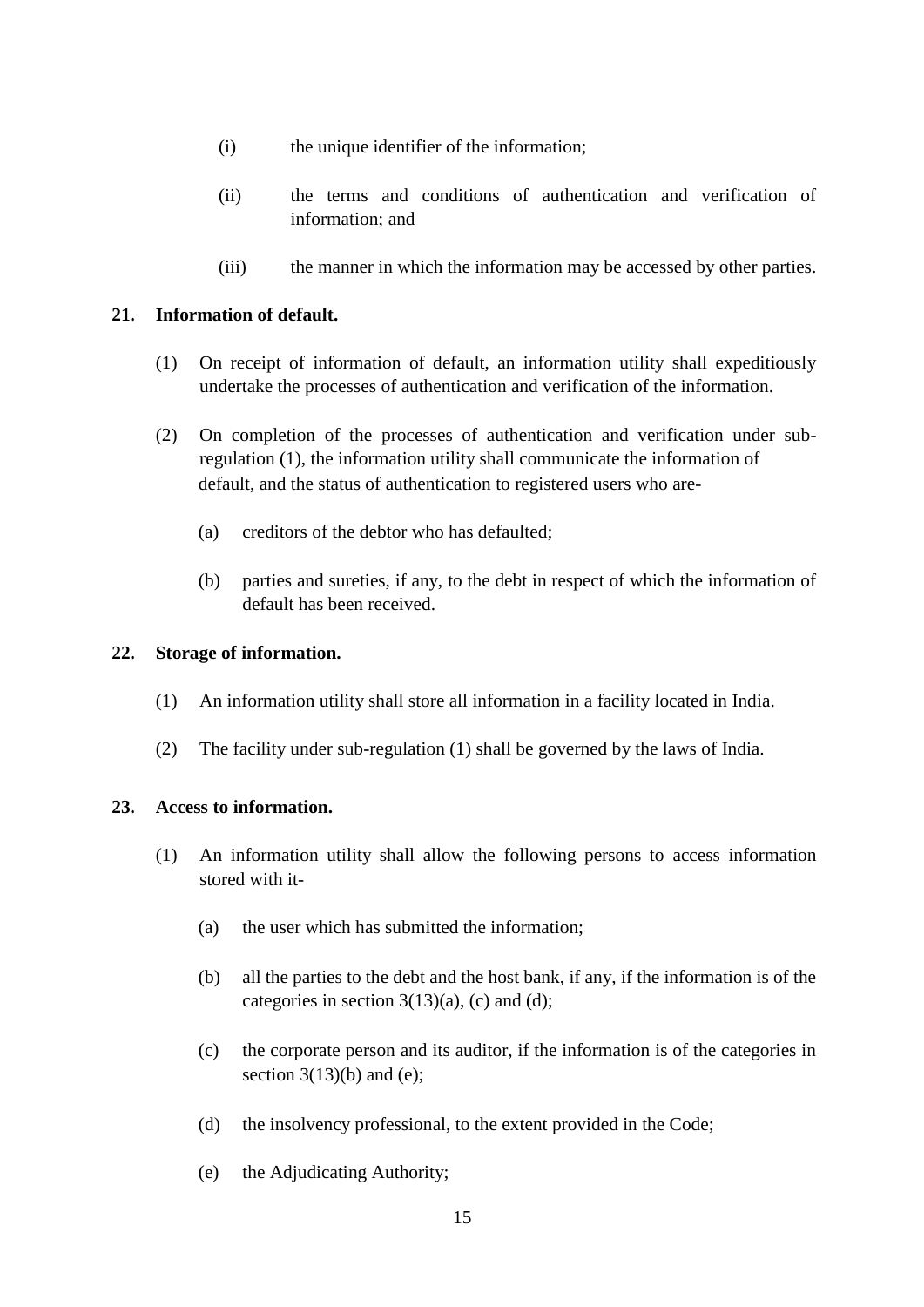(i) the unique identifier of the information;

(ii) the terms and conditions of authentication and verification of information; and

(iii) the manner in which the information may be accessed by other parties.

**21. Information of default.**

(1) On receipt of information of default, an information utility shall expeditiously undertake the processes of authentication and verification of the information.

(2) On completion of the processes of authentication and verification under sub-regulation (1), the information utility shall communicate the information of default, and the status of authentication to registered users who are-

(a) creditors of the debtor who has defaulted;

(b) parties and sureties, if any, to the debt in respect of which the information of default has been received.

**22. Storage of information.**

(1) An information utility shall store all information in a facility located in India.

(2) The facility under sub-regulation (1) shall be governed by the laws of India.

**23. Access to information.**

(1) An information utility shall allow the following persons to access information stored with it-

(a) the user which has submitted the information;

(b) all the parties to the debt and the host bank, if any, if the information is of the categories in section 3(13)(a), (c) and (d);

(c) the corporate person and its auditor, if the information is of the categories in section 3(13)(b) and (e);

(d) the insolvency professional, to the extent provided in the Code;

(e) the Adjudicating Authority;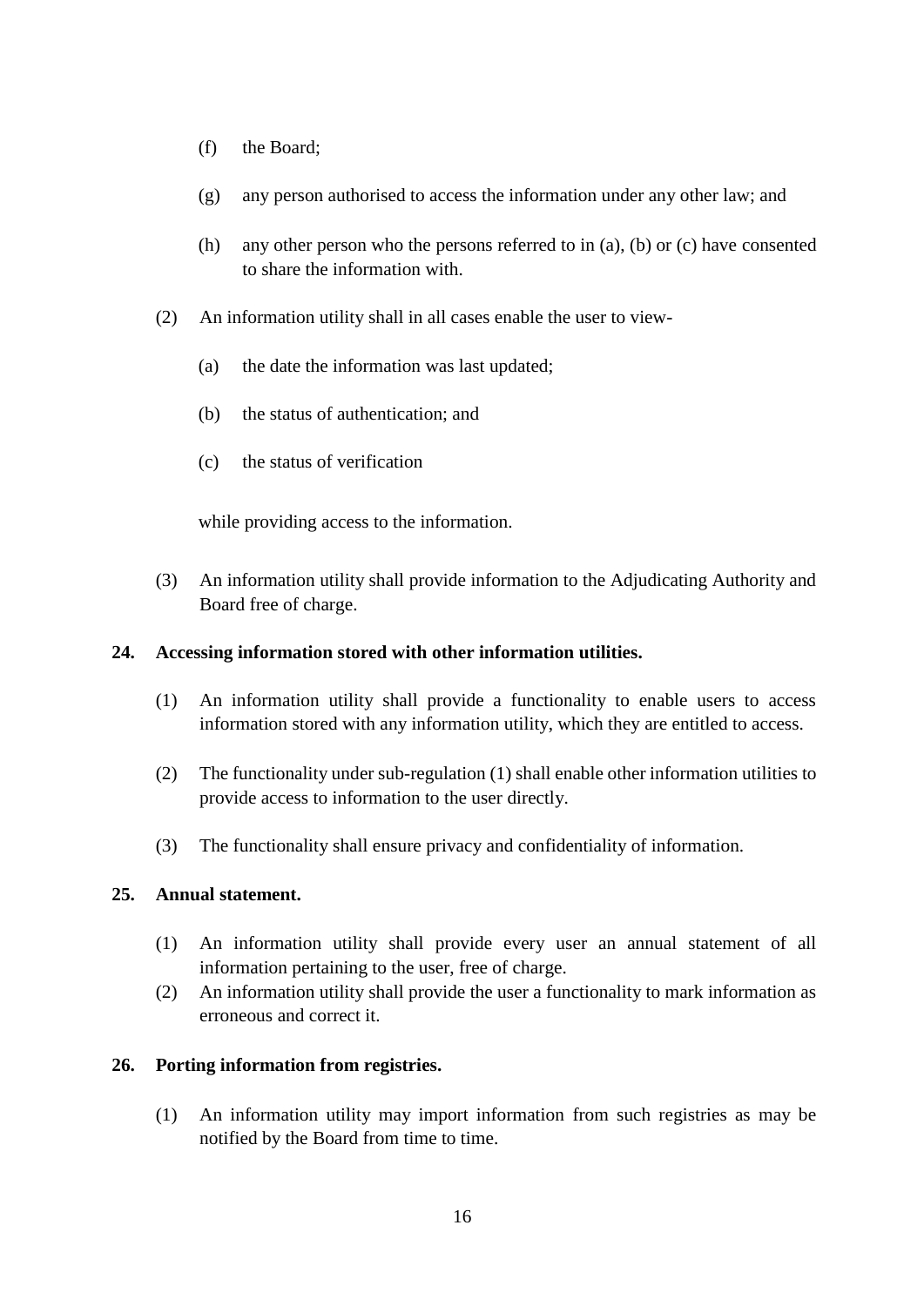(f) the Board;

(g) any person authorised to access the information under any other law; and

(h) any other person who the persons referred to in (a), (b) or (c) have consented to share the information with.

(2) An information utility shall in all cases enable the user to view-

(a) the date the information was last updated;

(b) the status of authentication; and

(c) the status of verification

while providing access to the information.

(3) An information utility shall provide information to the Adjudicating Authority and Board free of charge.

**24. Accessing information stored with other information utilities.**

(1) An information utility shall provide a functionality to enable users to access information stored with any information utility, which they are entitled to access.

(2) The functionality under sub-regulation (1) shall enable other information utilities to provide access to information to the user directly.

(3) The functionality shall ensure privacy and confidentiality of information.

**25. Annual statement.**

(1) An information utility shall provide every user an annual statement of all information pertaining to the user, free of charge.

(2) An information utility shall provide the user a functionality to mark information as erroneous and correct it.

**26. Porting information from registries.**

(1) An information utility may import information from such registries as may be notified by the Board from time to time.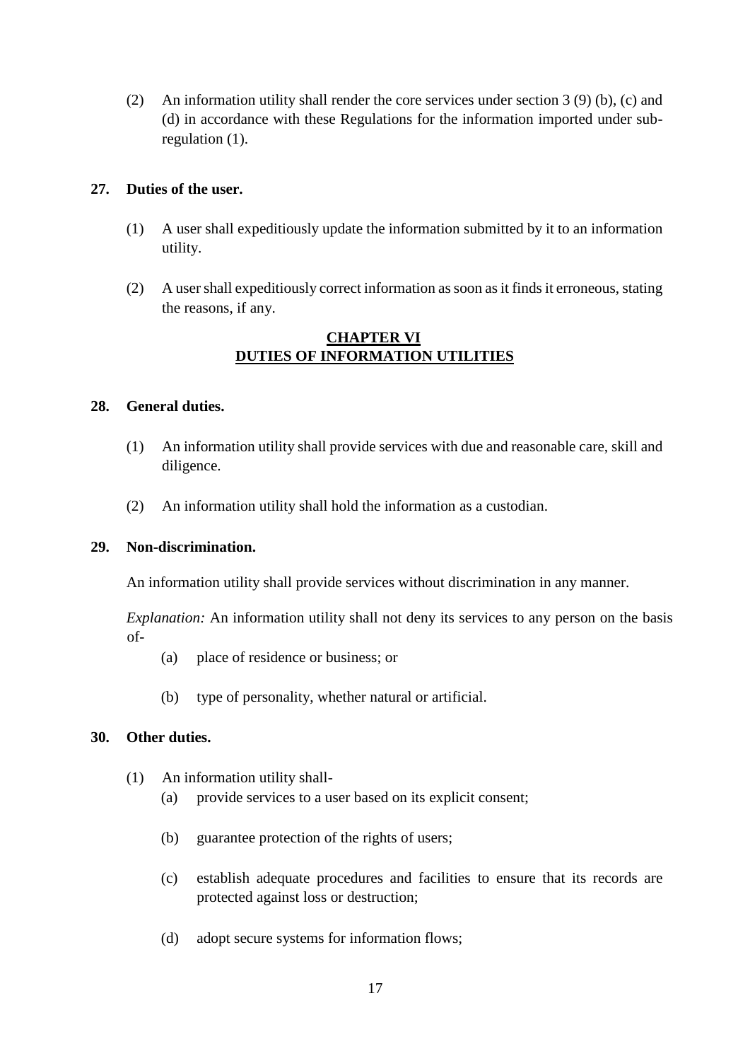(2) An information utility shall render the core services under section 3 (9) (b), (c) and (d) in accordance with these Regulations for the information imported under sub-regulation (1).

**27. Duties of the user.**

(1) A user shall expeditiously update the information submitted by it to an information utility.

(2) A user shall expeditiously correct information as soon as it finds it erroneous, stating the reasons, if any.

## CHAPTER VI
## DUTIES OF INFORMATION UTILITIES

**28. General duties.**

(1) An information utility shall provide services with due and reasonable care, skill and diligence.

(2) An information utility shall hold the information as a custodian.

**29. Non-discrimination.**

An information utility shall provide services without discrimination in any manner.

*Explanation:* An information utility shall not deny its services to any person on the basis of-

(a) place of residence or business; or

(b) type of personality, whether natural or artificial.

**30. Other duties.**

(1) An information utility shall-

(a) provide services to a user based on its explicit consent;

(b) guarantee protection of the rights of users;

(c) establish adequate procedures and facilities to ensure that its records are protected against loss or destruction;

(d) adopt secure systems for information flows;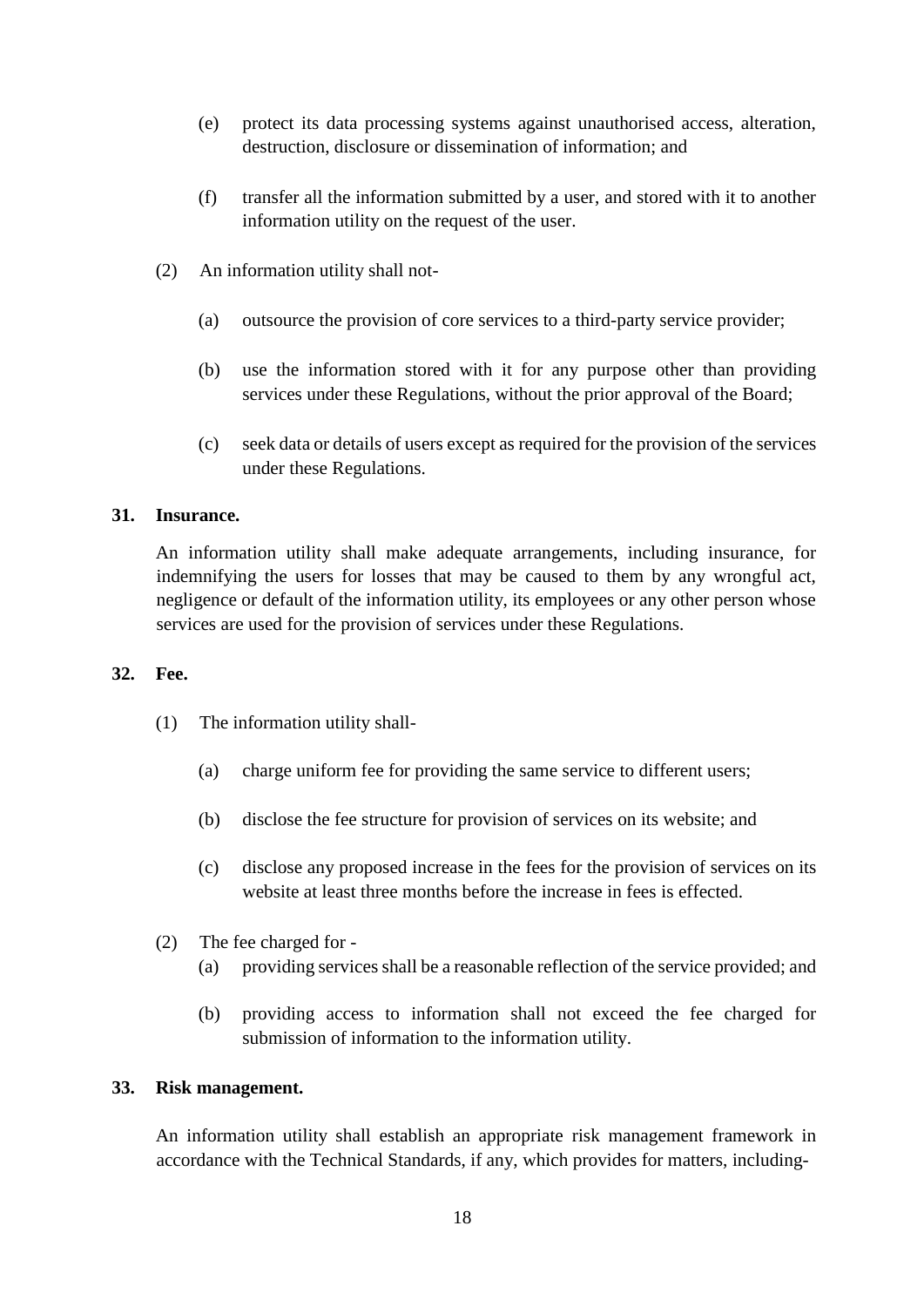(e) protect its data processing systems against unauthorised access, alteration, destruction, disclosure or dissemination of information; and

(f) transfer all the information submitted by a user, and stored with it to another information utility on the request of the user.

(2) An information utility shall not-

(a) outsource the provision of core services to a third-party service provider;

(b) use the information stored with it for any purpose other than providing services under these Regulations, without the prior approval of the Board;

(c) seek data or details of users except as required for the provision of the services under these Regulations.

**31. Insurance.**

An information utility shall make adequate arrangements, including insurance, for indemnifying the users for losses that may be caused to them by any wrongful act, negligence or default of the information utility, its employees or any other person whose services are used for the provision of services under these Regulations.

**32. Fee.**

(1) The information utility shall-

(a) charge uniform fee for providing the same service to different users;

(b) disclose the fee structure for provision of services on its website; and

(c) disclose any proposed increase in the fees for the provision of services on its website at least three months before the increase in fees is effected.

(2) The fee charged for -

(a) providing services shall be a reasonable reflection of the service provided; and

(b) providing access to information shall not exceed the fee charged for submission of information to the information utility.

**33. Risk management.**

An information utility shall establish an appropriate risk management framework in accordance with the Technical Standards, if any, which provides for matters, including-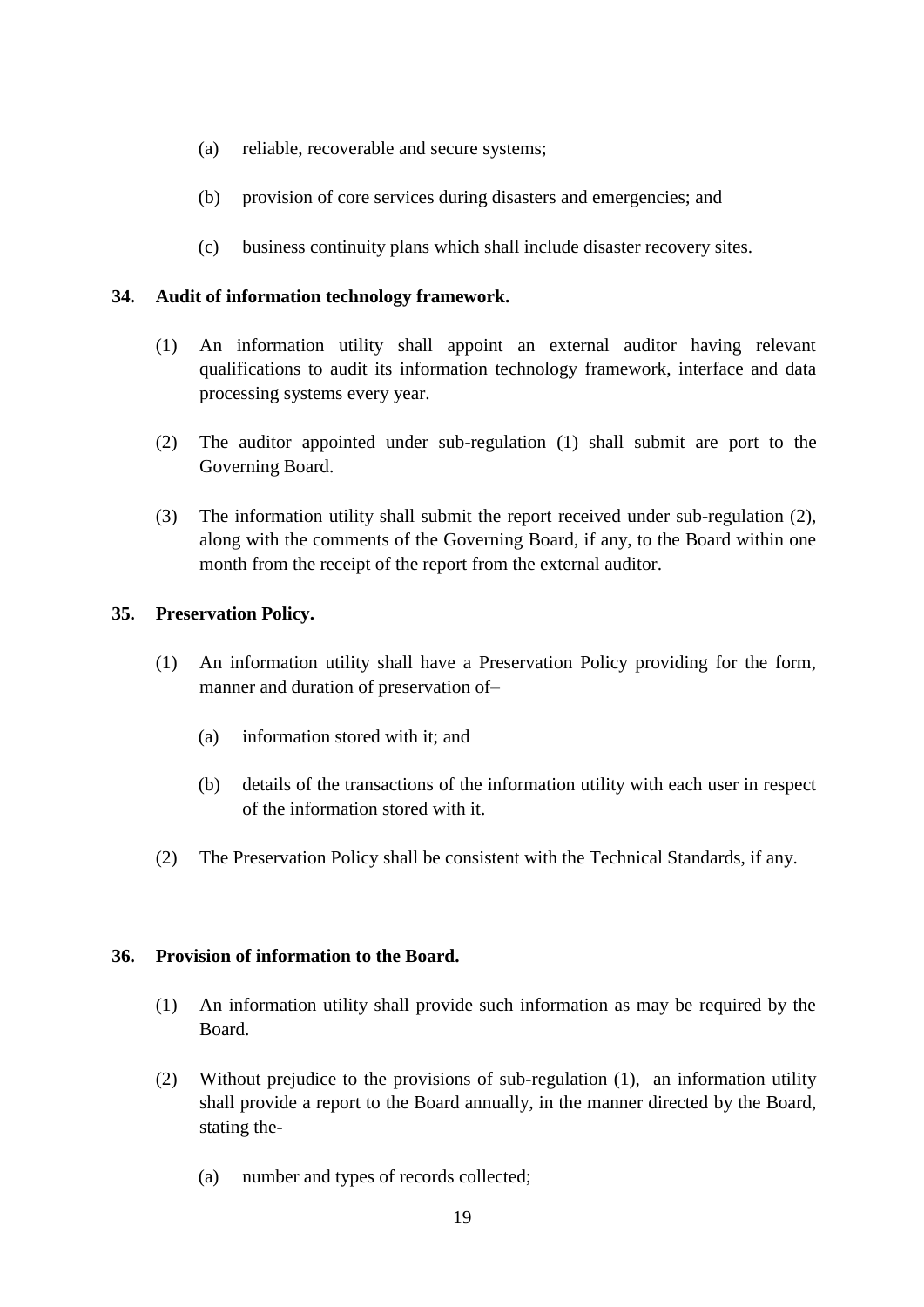(a) reliable, recoverable and secure systems;

(b) provision of core services during disasters and emergencies; and

(c) business continuity plans which shall include disaster recovery sites.

**34. Audit of information technology framework.**

(1) An information utility shall appoint an external auditor having relevant qualifications to audit its information technology framework, interface and data processing systems every year.

(2) The auditor appointed under sub-regulation (1) shall submit are port to the Governing Board.

(3) The information utility shall submit the report received under sub-regulation (2), along with the comments of the Governing Board, if any, to the Board within one month from the receipt of the report from the external auditor.

**35. Preservation Policy.**

(1) An information utility shall have a Preservation Policy providing for the form, manner and duration of preservation of–

(a) information stored with it; and

(b) details of the transactions of the information utility with each user in respect of the information stored with it.

(2) The Preservation Policy shall be consistent with the Technical Standards, if any.

**36. Provision of information to the Board.**

(1) An information utility shall provide such information as may be required by the Board.

(2) Without prejudice to the provisions of sub-regulation (1), an information utility shall provide a report to the Board annually, in the manner directed by the Board, stating the-

(a) number and types of records collected;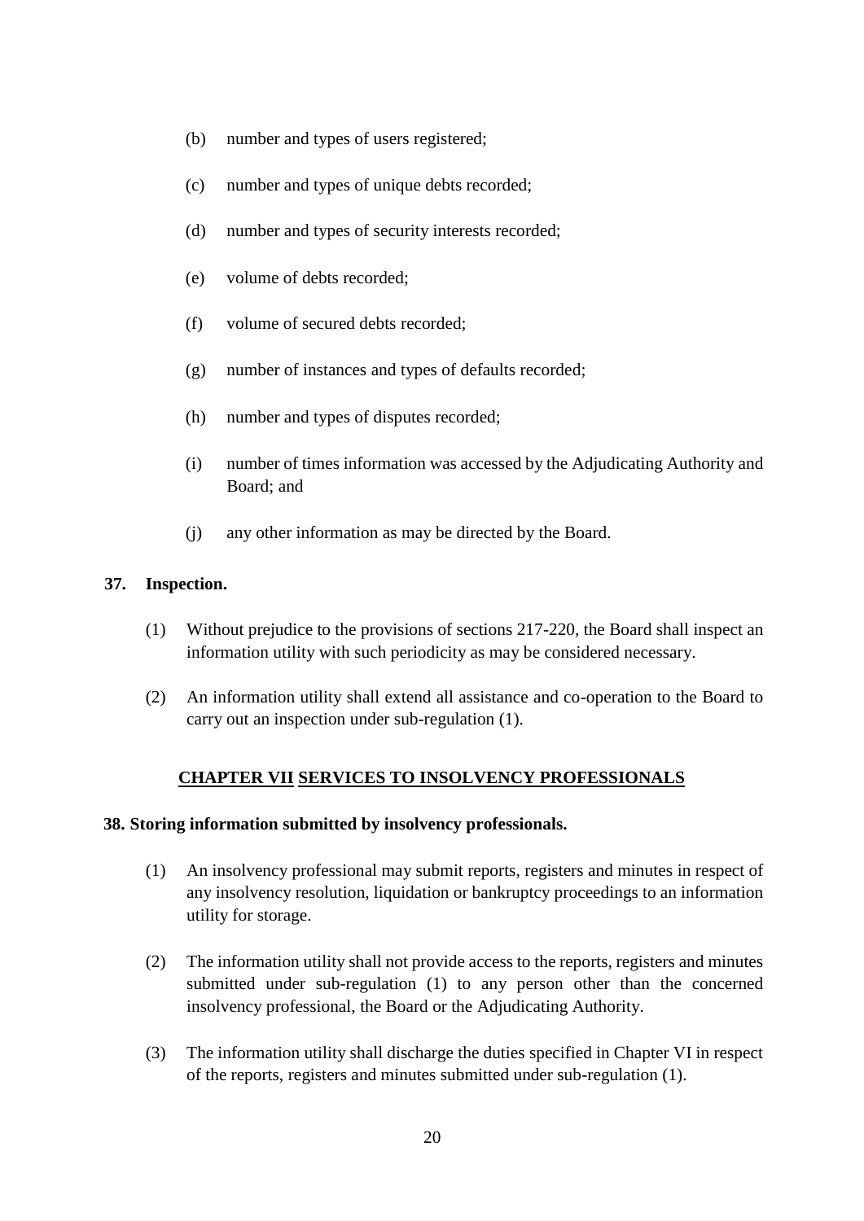(b) number and types of users registered;

(c) number and types of unique debts recorded;

(d) number and types of security interests recorded;

(e) volume of debts recorded;

(f) volume of secured debts recorded;

(g) number of instances and types of defaults recorded;

(h) number and types of disputes recorded;

(i) number of times information was accessed by the Adjudicating Authority and Board; and

(j) any other information as may be directed by the Board.

**37. Inspection.**

(1) Without prejudice to the provisions of sections 217-220, the Board shall inspect an information utility with such periodicity as may be considered necessary.

(2) An information utility shall extend all assistance and co-operation to the Board to carry out an inspection under sub-regulation (1).

## CHAPTER VII SERVICES TO INSOLVENCY PROFESSIONALS

**38. Storing information submitted by insolvency professionals.**

(1) An insolvency professional may submit reports, registers and minutes in respect of any insolvency resolution, liquidation or bankruptcy proceedings to an information utility for storage.

(2) The information utility shall not provide access to the reports, registers and minutes submitted under sub-regulation (1) to any person other than the concerned insolvency professional, the Board or the Adjudicating Authority.

(3) The information utility shall discharge the duties specified in Chapter VI in respect of the reports, registers and minutes submitted under sub-regulation (1).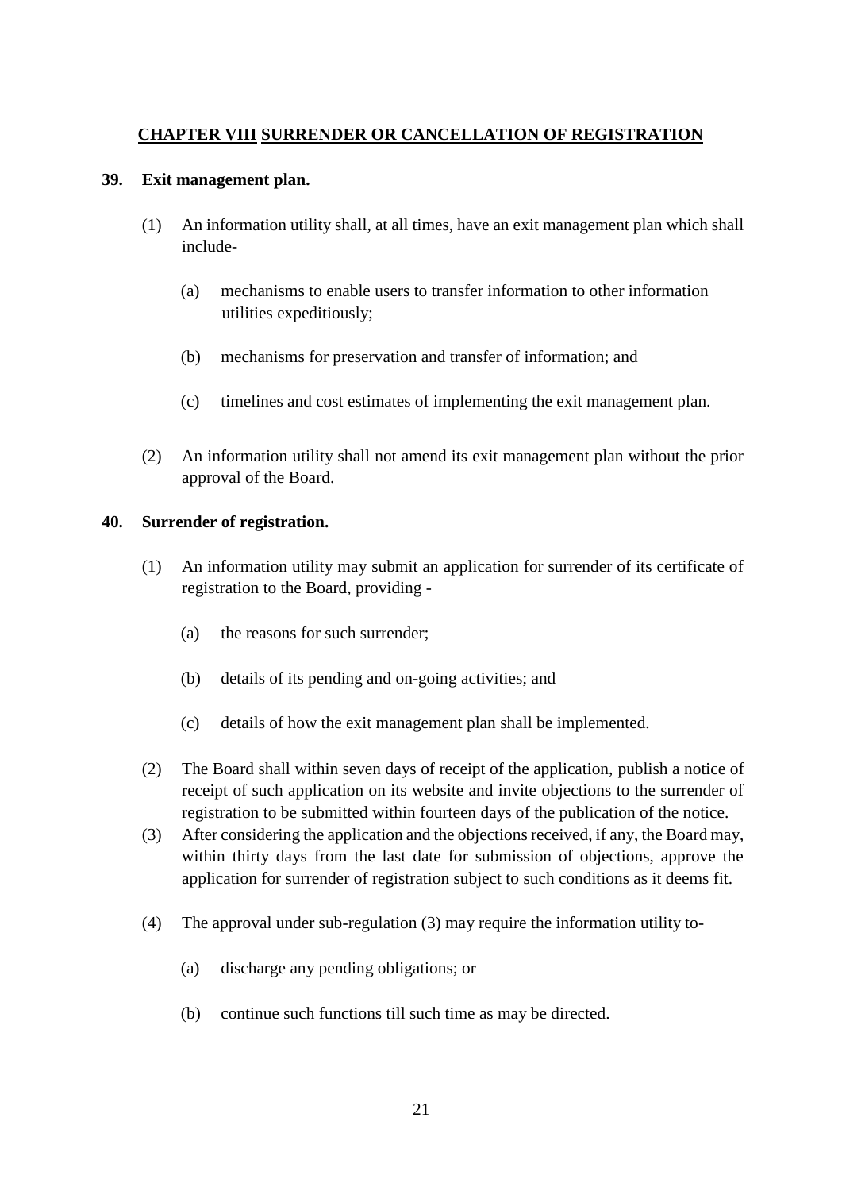## CHAPTER VIII SURRENDER OR CANCELLATION OF REGISTRATION

**39. Exit management plan.**

(1) An information utility shall, at all times, have an exit management plan which shall include-

(a) mechanisms to enable users to transfer information to other information utilities expeditiously;

(b) mechanisms for preservation and transfer of information; and

(c) timelines and cost estimates of implementing the exit management plan.

(2) An information utility shall not amend its exit management plan without the prior approval of the Board.

**40. Surrender of registration.**

(1) An information utility may submit an application for surrender of its certificate of registration to the Board, providing -

(a) the reasons for such surrender;

(b) details of its pending and on-going activities; and

(c) details of how the exit management plan shall be implemented.

(2) The Board shall within seven days of receipt of the application, publish a notice of receipt of such application on its website and invite objections to the surrender of registration to be submitted within fourteen days of the publication of the notice.

(3) After considering the application and the objections received, if any, the Board may, within thirty days from the last date for submission of objections, approve the application for surrender of registration subject to such conditions as it deems fit.

(4) The approval under sub-regulation (3) may require the information utility to-

(a) discharge any pending obligations; or

(b) continue such functions till such time as may be directed.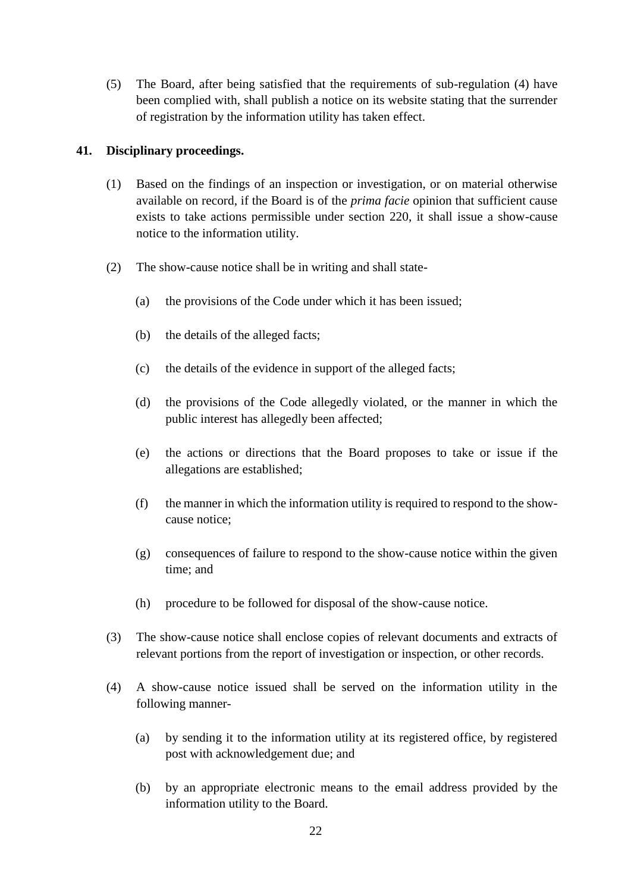(5) The Board, after being satisfied that the requirements of sub-regulation (4) have been complied with, shall publish a notice on its website stating that the surrender of registration by the information utility has taken effect.

**41. Disciplinary proceedings.**

(1) Based on the findings of an inspection or investigation, or on material otherwise available on record, if the Board is of the *prima facie* opinion that sufficient cause exists to take actions permissible under section 220, it shall issue a show-cause notice to the information utility.

(2) The show-cause notice shall be in writing and shall state-

(a) the provisions of the Code under which it has been issued;

(b) the details of the alleged facts;

(c) the details of the evidence in support of the alleged facts;

(d) the provisions of the Code allegedly violated, or the manner in which the public interest has allegedly been affected;

(e) the actions or directions that the Board proposes to take or issue if the allegations are established;

(f) the manner in which the information utility is required to respond to the show-cause notice;

(g) consequences of failure to respond to the show-cause notice within the given time; and

(h) procedure to be followed for disposal of the show-cause notice.

(3) The show-cause notice shall enclose copies of relevant documents and extracts of relevant portions from the report of investigation or inspection, or other records.

(4) A show-cause notice issued shall be served on the information utility in the following manner-

(a) by sending it to the information utility at its registered office, by registered post with acknowledgement due; and

(b) by an appropriate electronic means to the email address provided by the information utility to the Board.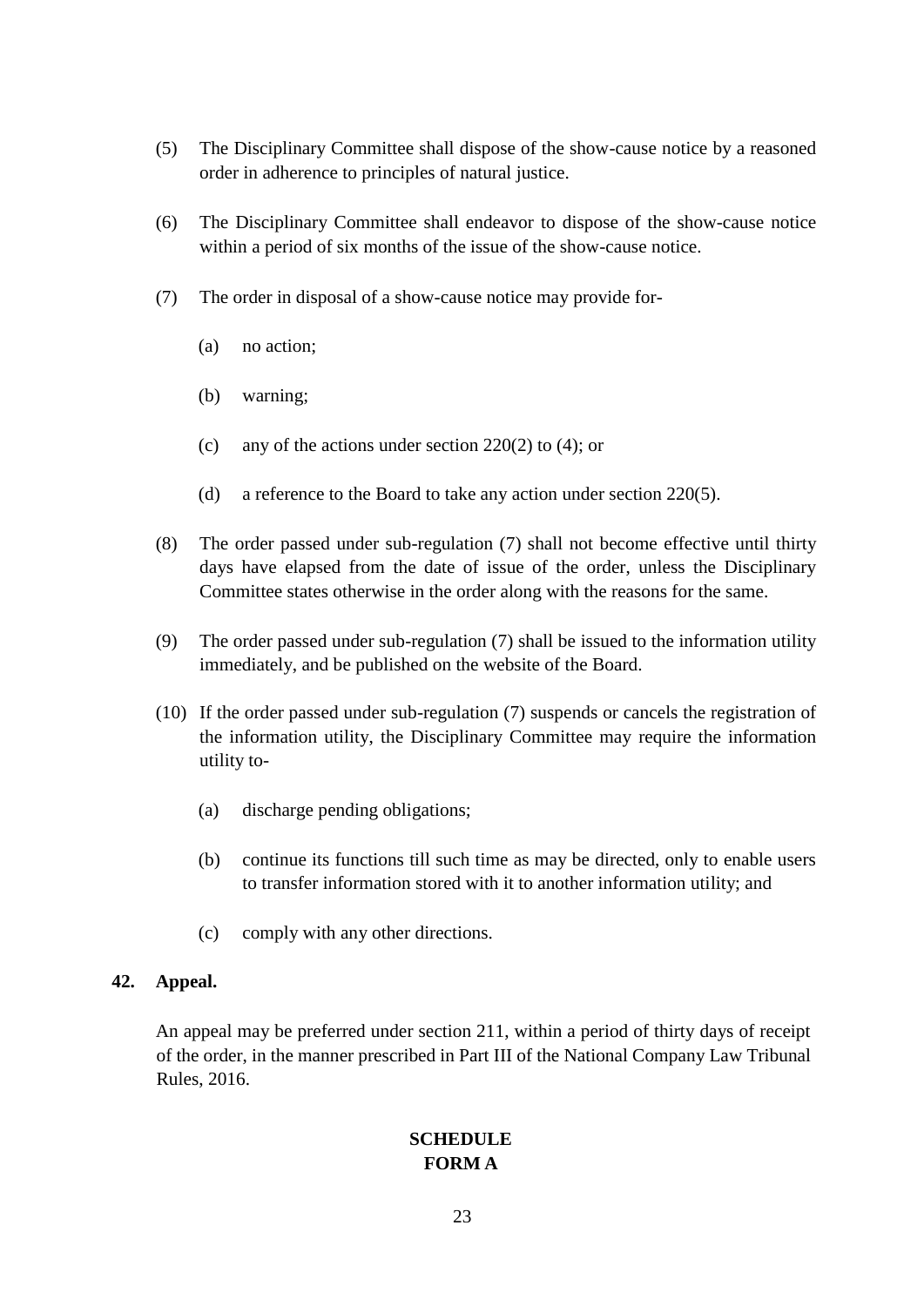(5) The Disciplinary Committee shall dispose of the show-cause notice by a reasoned order in adherence to principles of natural justice.

(6) The Disciplinary Committee shall endeavor to dispose of the show-cause notice within a period of six months of the issue of the show-cause notice.

(7) The order in disposal of a show-cause notice may provide for-

  (a) no action;

  (b) warning;

  (c) any of the actions under section 220(2) to (4); or

  (d) a reference to the Board to take any action under section 220(5).

(8) The order passed under sub-regulation (7) shall not become effective until thirty days have elapsed from the date of issue of the order, unless the Disciplinary Committee states otherwise in the order along with the reasons for the same.

(9) The order passed under sub-regulation (7) shall be issued to the information utility immediately, and be published on the website of the Board.

(10) If the order passed under sub-regulation (7) suspends or cancels the registration of the information utility, the Disciplinary Committee may require the information utility to-

  (a) discharge pending obligations;

  (b) continue its functions till such time as may be directed, only to enable users to transfer information stored with it to another information utility; and

  (c) comply with any other directions.

**42. Appeal.**

An appeal may be preferred under section 211, within a period of thirty days of receipt of the order, in the manner prescribed in Part III of the National Company Law Tribunal Rules, 2016.

**SCHEDULE**
**FORM A**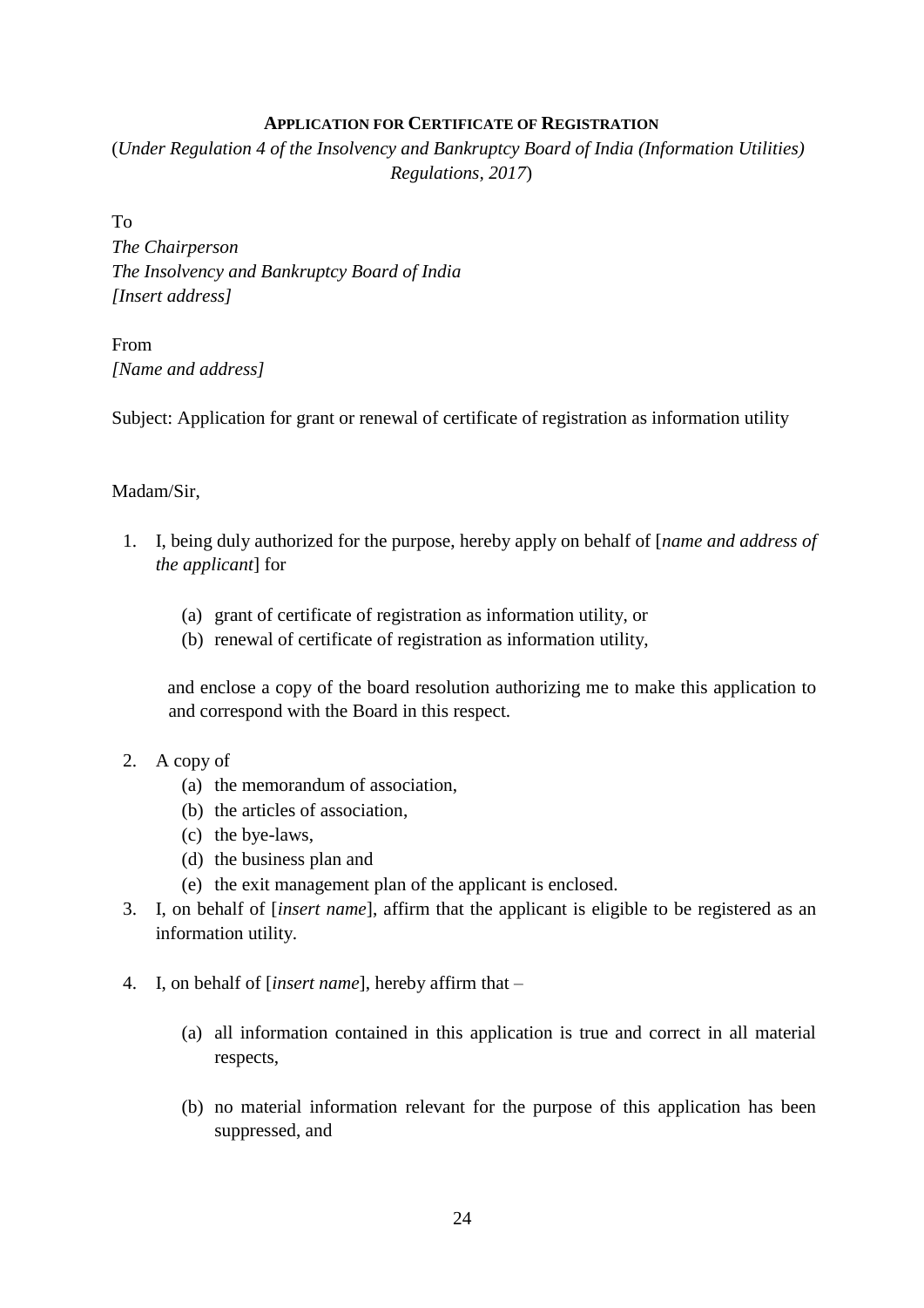**APPLICATION FOR CERTIFICATE OF REGISTRATION**

(*Under Regulation 4 of the Insolvency and Bankruptcy Board of India (Information Utilities) Regulations, 2017*)

To
*The Chairperson*
*The Insolvency and Bankruptcy Board of India*
*[Insert address]*

From
*[Name and address]*

Subject: Application for grant or renewal of certificate of registration as information utility

Madam/Sir,

1. I, being duly authorized for the purpose, hereby apply on behalf of [*name and address of the applicant*] for

    (a) grant of certificate of registration as information utility, or
    (b) renewal of certificate of registration as information utility,

    and enclose a copy of the board resolution authorizing me to make this application to and correspond with the Board in this respect.

2. A copy of
    (a) the memorandum of association,
    (b) the articles of association,
    (c) the bye-laws,
    (d) the business plan and
    (e) the exit management plan of the applicant is enclosed.
3. I, on behalf of [*insert name*], affirm that the applicant is eligible to be registered as an information utility.

4. I, on behalf of [*insert name*], hereby affirm that –

    (a) all information contained in this application is true and correct in all material respects,

    (b) no material information relevant for the purpose of this application has been suppressed, and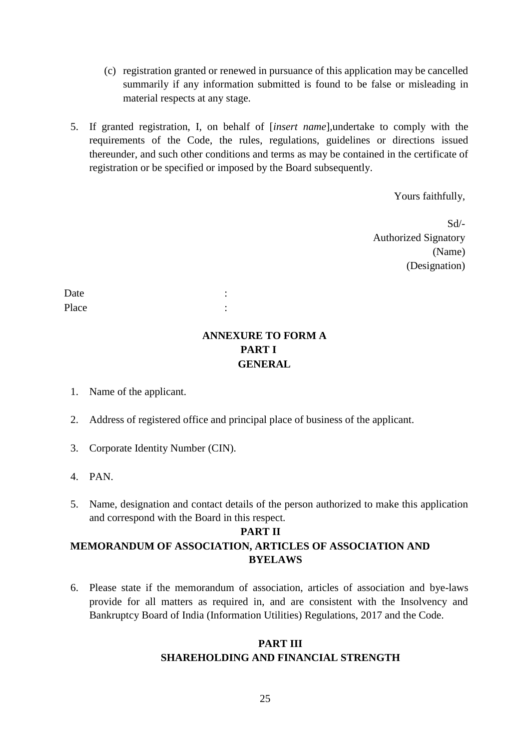(c) registration granted or renewed in pursuance of this application may be cancelled summarily if any information submitted is found to be false or misleading in material respects at any stage.

5. If granted registration, I, on behalf of [*insert name*],undertake to comply with the requirements of the Code, the rules, regulations, guidelines or directions issued thereunder, and such other conditions and terms as may be contained in the certificate of registration or be specified or imposed by the Board subsequently.

Yours faithfully,

Sd/-
Authorized Signatory
(Name)
(Designation)

Date :
Place :

**ANNEXURE TO FORM A**
**PART I**
**GENERAL**

1. Name of the applicant.

2. Address of registered office and principal place of business of the applicant.

3. Corporate Identity Number (CIN).

4. PAN.

5. Name, designation and contact details of the person authorized to make this application and correspond with the Board in this respect.

**PART II**
**MEMORANDUM OF ASSOCIATION, ARTICLES OF ASSOCIATION AND BYELAWS**

6. Please state if the memorandum of association, articles of association and bye-laws provide for all matters as required in, and are consistent with the Insolvency and Bankruptcy Board of India (Information Utilities) Regulations, 2017 and the Code.

**PART III**
**SHAREHOLDING AND FINANCIAL STRENGTH**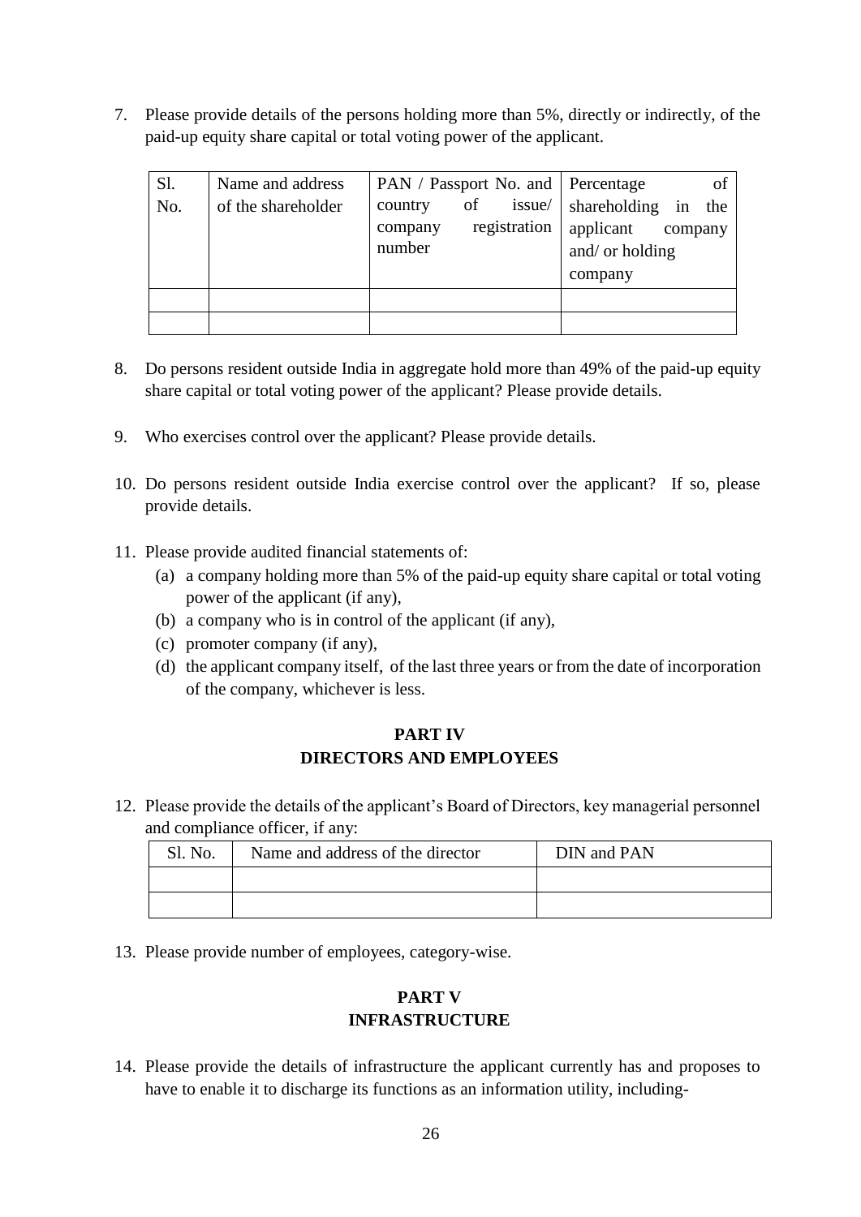7. Please provide details of the persons holding more than 5%, directly or indirectly, of the paid-up equity share capital or total voting power of the applicant.

| Sl. No. | Name and address of the shareholder | PAN / Passport No. and country of issue/ company registration number | Percentage of shareholding in the applicant company and/ or holding company |
|---|---|---|---|
| | | | |
| | | | |

8. Do persons resident outside India in aggregate hold more than 49% of the paid-up equity share capital or total voting power of the applicant? Please provide details.

9. Who exercises control over the applicant? Please provide details.

10. Do persons resident outside India exercise control over the applicant? If so, please provide details.

11. Please provide audited financial statements of:
    (a) a company holding more than 5% of the paid-up equity share capital or total voting power of the applicant (if any),
    (b) a company who is in control of the applicant (if any),
    (c) promoter company (if any),
    (d) the applicant company itself, of the last three years or from the date of incorporation of the company, whichever is less.

## PART IV
## DIRECTORS AND EMPLOYEES

12. Please provide the details of the applicant's Board of Directors, key managerial personnel and compliance officer, if any:

| Sl. No. | Name and address of the director | DIN and PAN |
|---|---|---|
| | | |
| | | |

13. Please provide number of employees, category-wise.

## PART V
## INFRASTRUCTURE

14. Please provide the details of infrastructure the applicant currently has and proposes to have to enable it to discharge its functions as an information utility, including-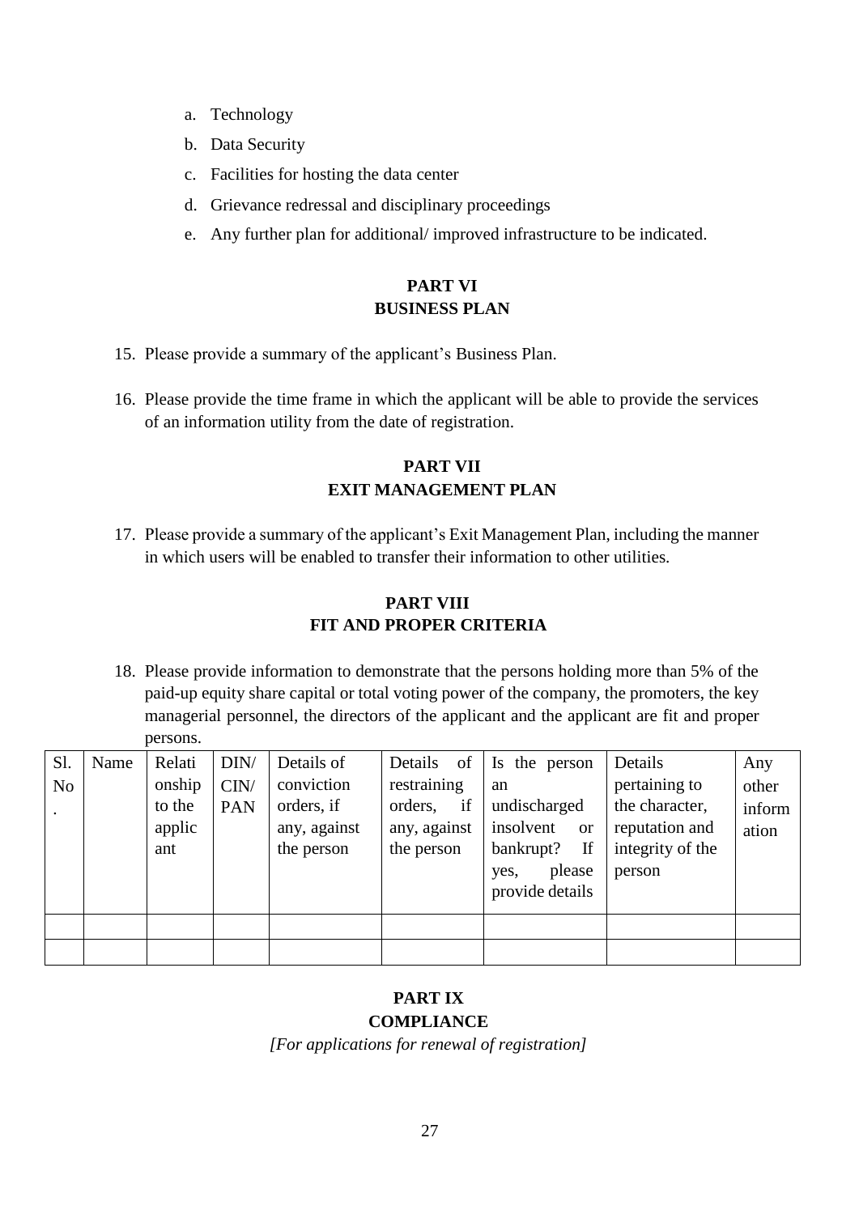a. Technology

b. Data Security

c. Facilities for hosting the data center

d. Grievance redressal and disciplinary proceedings

e. Any further plan for additional/ improved infrastructure to be indicated.

## PART VI
## BUSINESS PLAN

15. Please provide a summary of the applicant's Business Plan.

16. Please provide the time frame in which the applicant will be able to provide the services of an information utility from the date of registration.

## PART VII
## EXIT MANAGEMENT PLAN

17. Please provide a summary of the applicant's Exit Management Plan, including the manner in which users will be enabled to transfer their information to other utilities.

## PART VIII
## FIT AND PROPER CRITERIA

18. Please provide information to demonstrate that the persons holding more than 5% of the paid-up equity share capital or total voting power of the company, the promoters, the key managerial personnel, the directors of the applicant and the applicant are fit and proper persons.

| Sl. No. | Name | Relationship to the applicant | DIN/ CIN/ PAN | Details of conviction orders, if any, against the person | Details of restraining orders, if any, against the person | Is the person an undischarged insolvent or bankrupt? If yes, please provide details | Details pertaining to the character, reputation and integrity of the person | Any other information |
|---|---|---|---|---|---|---|---|---|
| | | | | | | | | |
| | | | | | | | | |

## PART IX
## COMPLIANCE

*[For applications for renewal of registration]*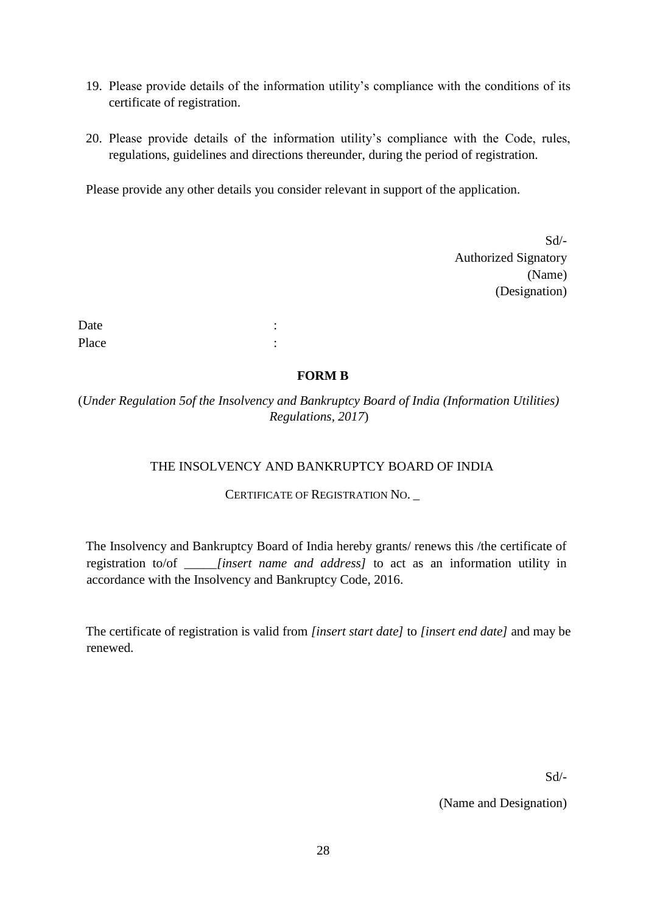19. Please provide details of the information utility's compliance with the conditions of its certificate of registration.

20. Please provide details of the information utility's compliance with the Code, rules, regulations, guidelines and directions thereunder, during the period of registration.

Please provide any other details you consider relevant in support of the application.

Sd/-
Authorized Signatory
(Name)
(Designation)

Date :
Place :

**FORM B**

(*Under Regulation 5of the Insolvency and Bankruptcy Board of India (Information Utilities) Regulations, 2017*)

THE INSOLVENCY AND BANKRUPTCY BOARD OF INDIA

CERTIFICATE OF REGISTRATION NO. _

The Insolvency and Bankruptcy Board of India hereby grants/ renews this /the certificate of registration to/of _____*[insert name and address]* to act as an information utility in accordance with the Insolvency and Bankruptcy Code, 2016.

The certificate of registration is valid from *[insert start date]* to *[insert end date]* and may be renewed.

Sd/-

(Name and Designation)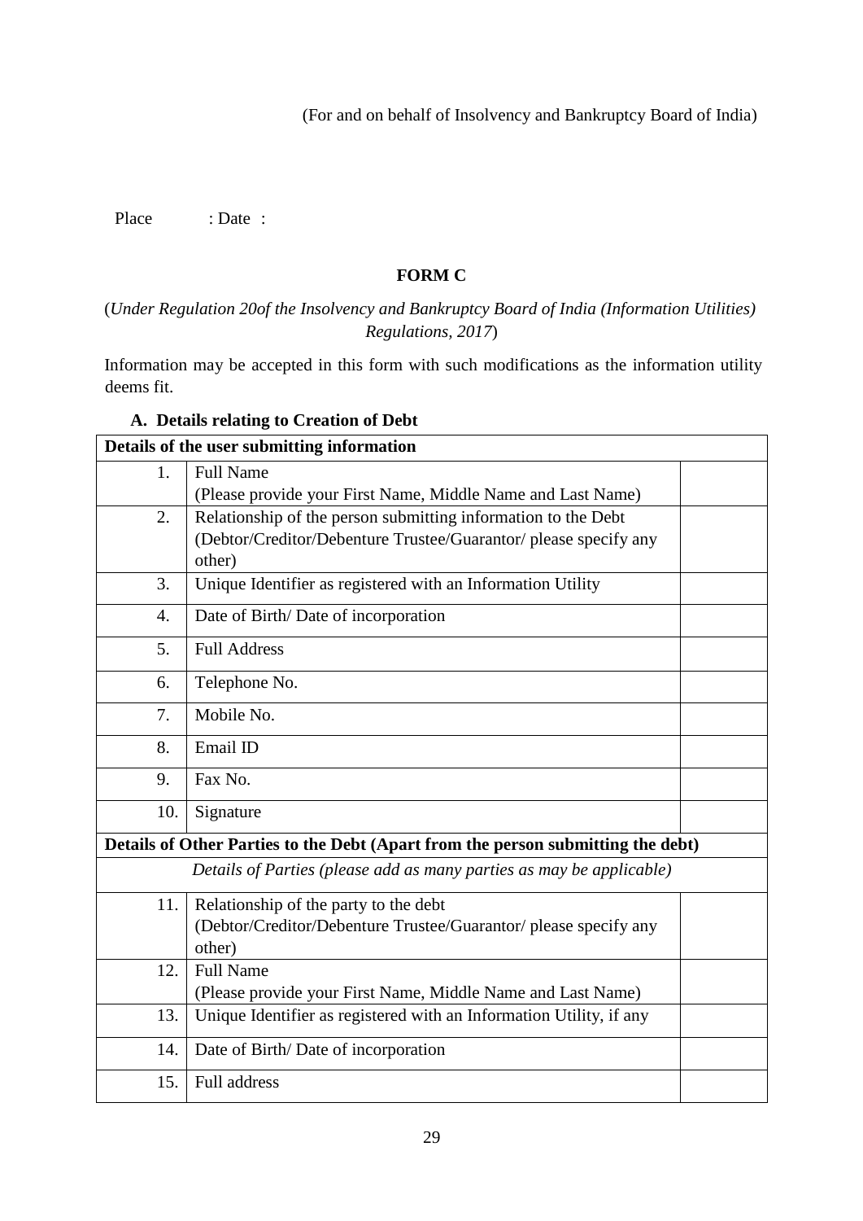(For and on behalf of Insolvency and Bankruptcy Board of India)

Place : Date :

## FORM C

(*Under Regulation 20of the Insolvency and Bankruptcy Board of India (Information Utilities) Regulations, 2017*)

Information may be accepted in this form with such modifications as the information utility deems fit.

### A. Details relating to Creation of Debt

| **Details of the user submitting information** | | |
|---|---|---|
| 1. | Full Name<br>(Please provide your First Name, Middle Name and Last Name) | |
| 2. | Relationship of the person submitting information to the Debt<br>(Debtor/Creditor/Debenture Trustee/Guarantor/ please specify any other) | |
| 3. | Unique Identifier as registered with an Information Utility | |
| 4. | Date of Birth/ Date of incorporation | |
| 5. | Full Address | |
| 6. | Telephone No. | |
| 7. | Mobile No. | |
| 8. | Email ID | |
| 9. | Fax No. | |
| 10. | Signature | |
| **Details of Other Parties to the Debt (Apart from the person submitting the debt)** | | |
| *Details of Parties (please add as many parties as may be applicable)* | | |
| 11. | Relationship of the party to the debt<br>(Debtor/Creditor/Debenture Trustee/Guarantor/ please specify any other) | |
| 12. | Full Name<br>(Please provide your First Name, Middle Name and Last Name) | |
| 13. | Unique Identifier as registered with an Information Utility, if any | |
| 14. | Date of Birth/ Date of incorporation | |
| 15. | Full address | |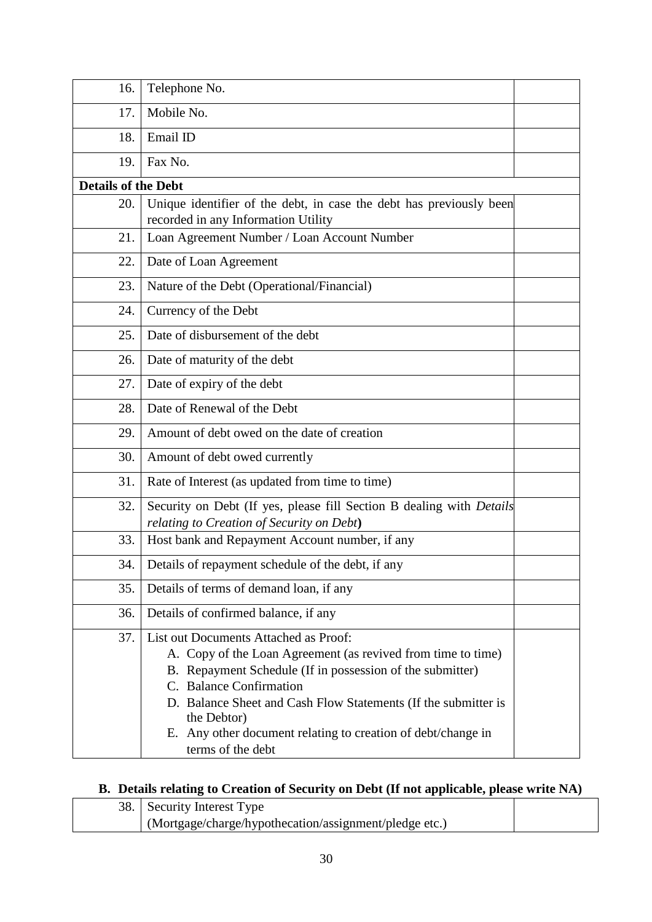| | | |
|---|---|---|
| 16. | Telephone No. | |
| 17. | Mobile No. | |
| 18. | Email ID | |
| 19. | Fax No. | |
| **Details of the Debt** | | |
| 20. | Unique identifier of the debt, in case the debt has previously been recorded in any Information Utility | |
| 21. | Loan Agreement Number / Loan Account Number | |
| 22. | Date of Loan Agreement | |
| 23. | Nature of the Debt (Operational/Financial) | |
| 24. | Currency of the Debt | |
| 25. | Date of disbursement of the debt | |
| 26. | Date of maturity of the debt | |
| 27. | Date of expiry of the debt | |
| 28. | Date of Renewal of the Debt | |
| 29. | Amount of debt owed on the date of creation | |
| 30. | Amount of debt owed currently | |
| 31. | Rate of Interest (as updated from time to time) | |
| 32. | Security on Debt (If yes, please fill Section B dealing with *Details relating to Creation of Security on Debt*) | |
| 33. | Host bank and Repayment Account number, if any | |
| 34. | Details of repayment schedule of the debt, if any | |
| 35. | Details of terms of demand loan, if any | |
| 36. | Details of confirmed balance, if any | |
| 37. | List out Documents Attached as Proof:<br>A. Copy of the Loan Agreement (as revived from time to time)<br>B. Repayment Schedule (If in possession of the submitter)<br>C. Balance Confirmation<br>D. Balance Sheet and Cash Flow Statements (If the submitter is the Debtor)<br>E. Any other document relating to creation of debt/change in terms of the debt | |

### B. Details relating to Creation of Security on Debt (If not applicable, please write NA)

| | | |
|---|---|---|
| 38. | Security Interest Type<br>(Mortgage/charge/hypothecation/assignment/pledge etc.) | |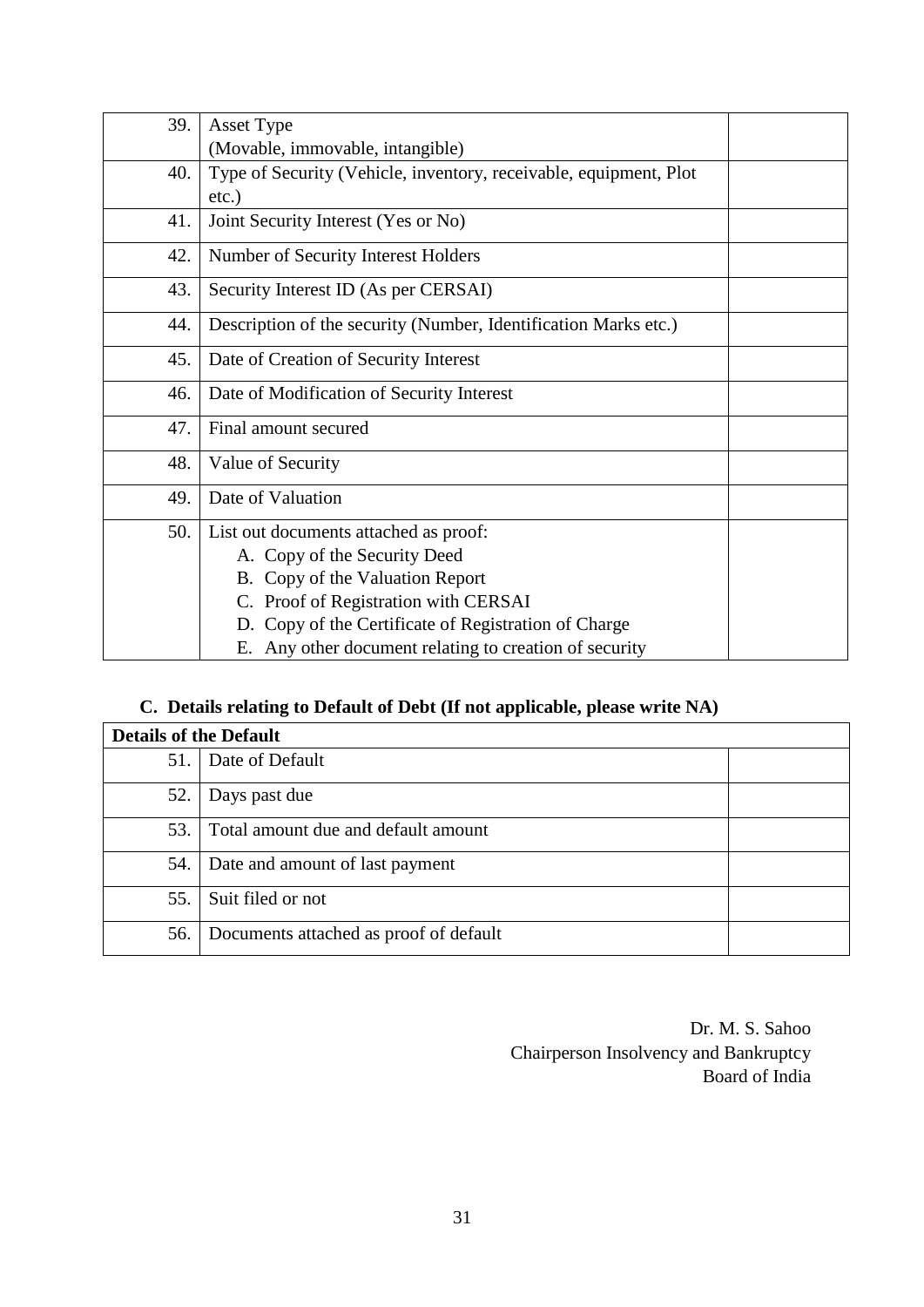| | | |
|---|---|---|
| 39. | Asset Type<br>(Movable, immovable, intangible) | |
| 40. | Type of Security (Vehicle, inventory, receivable, equipment, Plot etc.) | |
| 41. | Joint Security Interest (Yes or No) | |
| 42. | Number of Security Interest Holders | |
| 43. | Security Interest ID (As per CERSAI) | |
| 44. | Description of the security (Number, Identification Marks etc.) | |
| 45. | Date of Creation of Security Interest | |
| 46. | Date of Modification of Security Interest | |
| 47. | Final amount secured | |
| 48. | Value of Security | |
| 49. | Date of Valuation | |
| 50. | List out documents attached as proof:<br>A. Copy of the Security Deed<br>B. Copy of the Valuation Report<br>C. Proof of Registration with CERSAI<br>D. Copy of the Certificate of Registration of Charge<br>E. Any other document relating to creation of security | |

### C. Details relating to Default of Debt (If not applicable, please write NA)

| **Details of the Default** | | |
|---|---|---|
| 51. | Date of Default | |
| 52. | Days past due | |
| 53. | Total amount due and default amount | |
| 54. | Date and amount of last payment | |
| 55. | Suit filed or not | |
| 56. | Documents attached as proof of default | |

Dr. M. S. Sahoo
Chairperson Insolvency and Bankruptcy
Board of India